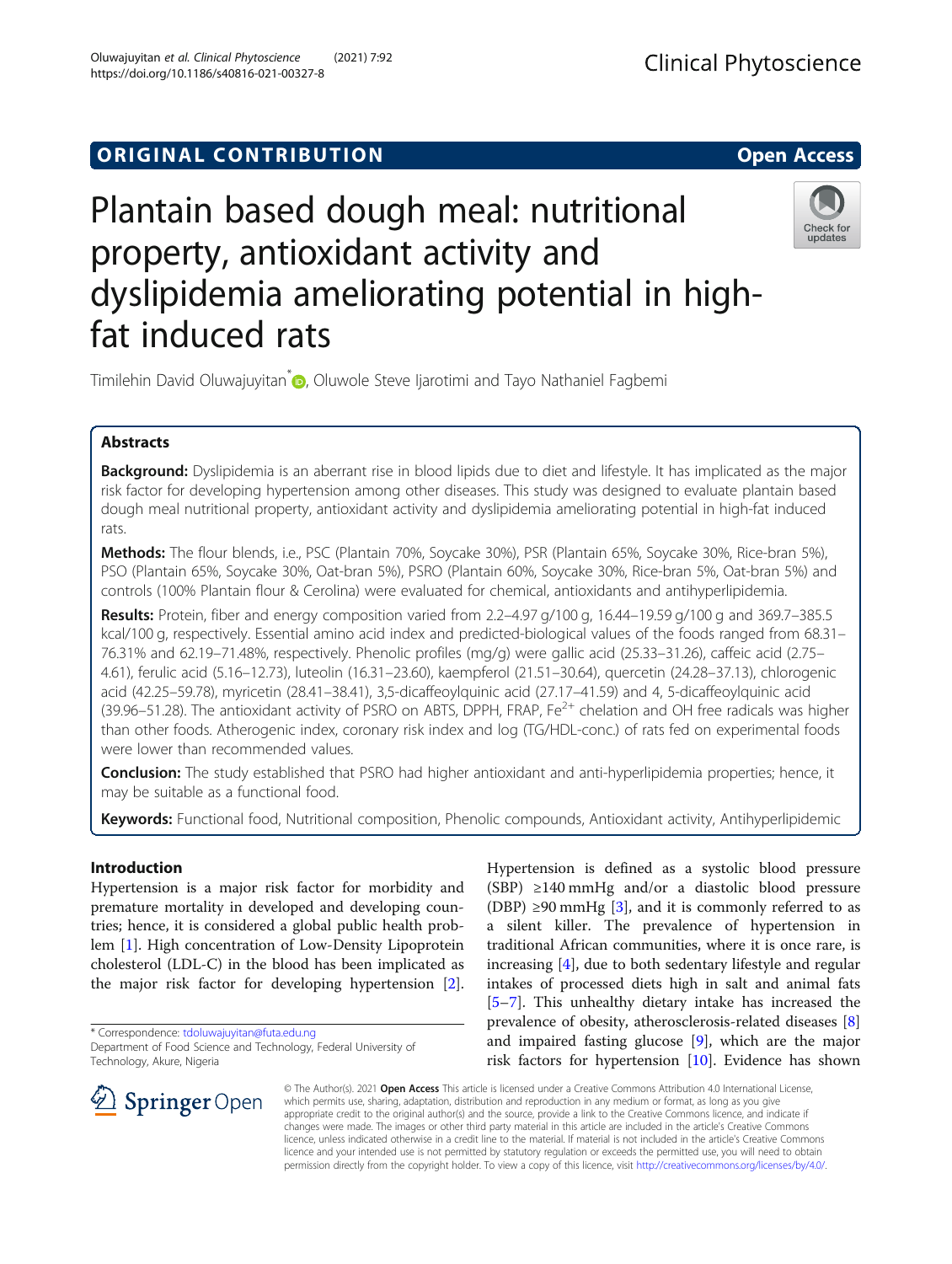ORIGINAL CONTRIBUTION Open Access

# Plantain based dough meal: nutritional property, antioxidant activity and dyslipidemia ameliorating potential in high-fat induced rats

Timilehin David Oluwajuyitan*, Oluwole Steve Ijarotimi and Tayo Nathaniel Fagbemi

## Abstracts

**Background:** Dyslipidemia is an aberrant rise in blood lipids due to diet and lifestyle. It has implicated as the major risk factor for developing hypertension among other diseases. This study was designed to evaluate plantain based dough meal nutritional property, antioxidant activity and dyslipidemia ameliorating potential in high-fat induced rats.

**Methods:** The flour blends, i.e., PSC (Plantain 70%, Soycake 30%), PSR (Plantain 65%, Soycake 30%, Rice-bran 5%), PSO (Plantain 65%, Soycake 30%, Oat-bran 5%), PSRO (Plantain 60%, Soycake 30%, Rice-bran 5%, Oat-bran 5%) and controls (100% Plantain flour & Cerolina) were evaluated for chemical, antioxidants and antihyperlipidemia.

**Results:** Protein, fiber and energy composition varied from 2.2–4.97 g/100 g, 16.44–19.59 g/100 g and 369.7–385.5 kcal/100 g, respectively. Essential amino acid index and predicted-biological values of the foods ranged from 68.31–76.31% and 62.19–71.48%, respectively. Phenolic profiles (mg/g) were gallic acid (25.33–31.26), caffeic acid (2.75–4.61), ferulic acid (5.16–12.73), luteolin (16.31–23.60), kaempferol (21.51–30.64), quercetin (24.28–37.13), chlorogenic acid (42.25–59.78), myricetin (28.41–38.41), 3,5-dicaffeoylquinic acid (27.17–41.59) and 4, 5-dicaffeoylquinic acid (39.96–51.28). The antioxidant activity of PSRO on ABTS, DPPH, FRAP, $Fe^{2+}$ chelation and OH free radicals was higher than other foods. Atherogenic index, coronary risk index and log (TG/HDL-conc.) of rats fed on experimental foods were lower than recommended values.

**Conclusion:** The study established that PSRO had higher antioxidant and anti-hyperlipidemia properties; hence, it may be suitable as a functional food.

**Keywords:** Functional food, Nutritional composition, Phenolic compounds, Antioxidant activity, Antihyperlipidemic

## Introduction

Hypertension is a major risk factor for morbidity and premature mortality in developed and developing countries; hence, it is considered a global public health problem [1]. High concentration of Low-Density Lipoprotein cholesterol (LDL-C) in the blood has been implicated as the major risk factor for developing hypertension [2]. Hypertension is defined as a systolic blood pressure (SBP) ≥140 mmHg and/or a diastolic blood pressure (DBP) ≥90 mmHg [3], and it is commonly referred to as a silent killer. The prevalence of hypertension in traditional African communities, where it is once rare, is increasing [4], due to both sedentary lifestyle and regular intakes of processed diets high in salt and animal fats [5–7]. This unhealthy dietary intake has increased the prevalence of obesity, atherosclerosis-related diseases [8] and impaired fasting glucose [9], which are the major risk factors for hypertension [10]. Evidence has shown

* Correspondence: tdoluwajuyitan@futa.edu.ng
Department of Food Science and Technology, Federal University of Technology, Akure, Nigeria

© The Author(s). 2021 **Open Access** This article is licensed under a Creative Commons Attribution 4.0 International License, which permits use, sharing, adaptation, distribution and reproduction in any medium or format, as long as you give appropriate credit to the original author(s) and the source, provide a link to the Creative Commons licence, and indicate if changes were made. The images or other third party material in this article are included in the article's Creative Commons licence, unless indicated otherwise in a credit line to the material. If material is not included in the article's Creative Commons licence and your intended use is not permitted by statutory regulation or exceeds the permitted use, you will need to obtain permission directly from the copyright holder. To view a copy of this licence, visit http://creativecommons.org/licenses/by/4.0/.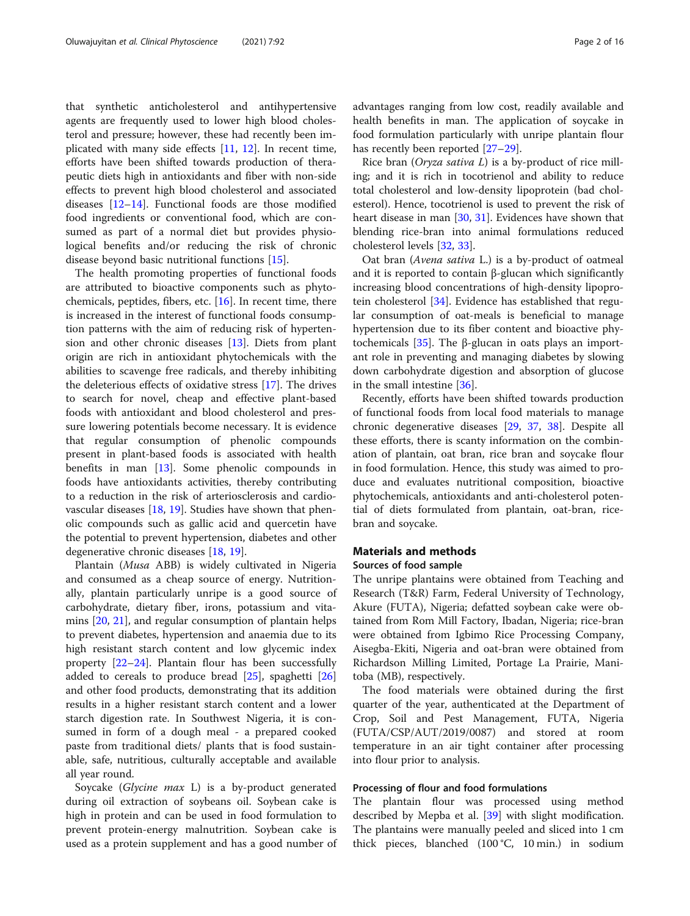that synthetic anticholesterol and antihypertensive agents are frequently used to lower high blood cholesterol and pressure; however, these had recently been implicated with many side effects [11, 12]. In recent time, efforts have been shifted towards production of therapeutic diets high in antioxidants and fiber with non-side effects to prevent high blood cholesterol and associated diseases [12–14]. Functional foods are those modified food ingredients or conventional food, which are consumed as part of a normal diet but provides physiological benefits and/or reducing the risk of chronic disease beyond basic nutritional functions [15].

The health promoting properties of functional foods are attributed to bioactive components such as phytochemicals, peptides, fibers, etc. [16]. In recent time, there is increased in the interest of functional foods consumption patterns with the aim of reducing risk of hypertension and other chronic diseases [13]. Diets from plant origin are rich in antioxidant phytochemicals with the abilities to scavenge free radicals, and thereby inhibiting the deleterious effects of oxidative stress [17]. The drives to search for novel, cheap and effective plant-based foods with antioxidant and blood cholesterol and pressure lowering potentials become necessary. It is evidence that regular consumption of phenolic compounds present in plant-based foods is associated with health benefits in man [13]. Some phenolic compounds in foods have antioxidants activities, thereby contributing to a reduction in the risk of arteriosclerosis and cardiovascular diseases [18, 19]. Studies have shown that phenolic compounds such as gallic acid and quercetin have the potential to prevent hypertension, diabetes and other degenerative chronic diseases [18, 19].

Plantain (*Musa* ABB) is widely cultivated in Nigeria and consumed as a cheap source of energy. Nutritionally, plantain particularly unripe is a good source of carbohydrate, dietary fiber, irons, potassium and vitamins [20, 21], and regular consumption of plantain helps to prevent diabetes, hypertension and anaemia due to its high resistant starch content and low glycemic index property [22–24]. Plantain flour has been successfully added to cereals to produce bread [25], spaghetti [26] and other food products, demonstrating that its addition results in a higher resistant starch content and a lower starch digestion rate. In Southwest Nigeria, it is consumed in form of a dough meal - a prepared cooked paste from traditional diets/ plants that is food sustainable, safe, nutritious, culturally acceptable and available all year round.

Soycake (*Glycine max* L) is a by-product generated during oil extraction of soybeans oil. Soybean cake is high in protein and can be used in food formulation to prevent protein-energy malnutrition. Soybean cake is used as a protein supplement and has a good number of advantages ranging from low cost, readily available and health benefits in man. The application of soycake in food formulation particularly with unripe plantain flour has recently been reported [27–29].

Rice bran (*Oryza sativa L*) is a by-product of rice milling; and it is rich in tocotrienol and ability to reduce total cholesterol and low-density lipoprotein (bad cholesterol). Hence, tocotrienol is used to prevent the risk of heart disease in man [30, 31]. Evidences have shown that blending rice-bran into animal formulations reduced cholesterol levels [32, 33].

Oat bran (*Avena sativa* L.) is a by-product of oatmeal and it is reported to contain β-glucan which significantly increasing blood concentrations of high-density lipoprotein cholesterol [34]. Evidence has established that regular consumption of oat-meals is beneficial to manage hypertension due to its fiber content and bioactive phytochemicals [35]. The β-glucan in oats plays an important role in preventing and managing diabetes by slowing down carbohydrate digestion and absorption of glucose in the small intestine [36].

Recently, efforts have been shifted towards production of functional foods from local food materials to manage chronic degenerative diseases [29, 37, 38]. Despite all these efforts, there is scanty information on the combination of plantain, oat bran, rice bran and soycake flour in food formulation. Hence, this study was aimed to produce and evaluates nutritional composition, bioactive phytochemicals, antioxidants and anti-cholesterol potential of diets formulated from plantain, oat-bran, rice-bran and soycake.

## Materials and methods

### Sources of food sample

The unripe plantains were obtained from Teaching and Research (T&R) Farm, Federal University of Technology, Akure (FUTA), Nigeria; defatted soybean cake were obtained from Rom Mill Factory, Ibadan, Nigeria; rice-bran were obtained from Igbimo Rice Processing Company, Aisegba-Ekiti, Nigeria and oat-bran were obtained from Richardson Milling Limited, Portage La Prairie, Manitoba (MB), respectively.

The food materials were obtained during the first quarter of the year, authenticated at the Department of Crop, Soil and Pest Management, FUTA, Nigeria (FUTA/CSP/AUT/2019/0087) and stored at room temperature in an air tight container after processing into flour prior to analysis.

### Processing of flour and food formulations

The plantain flour was processed using method described by Mepba et al. [39] with slight modification. The plantains were manually peeled and sliced into 1 cm thick pieces, blanched (100 °C, 10 min.) in sodium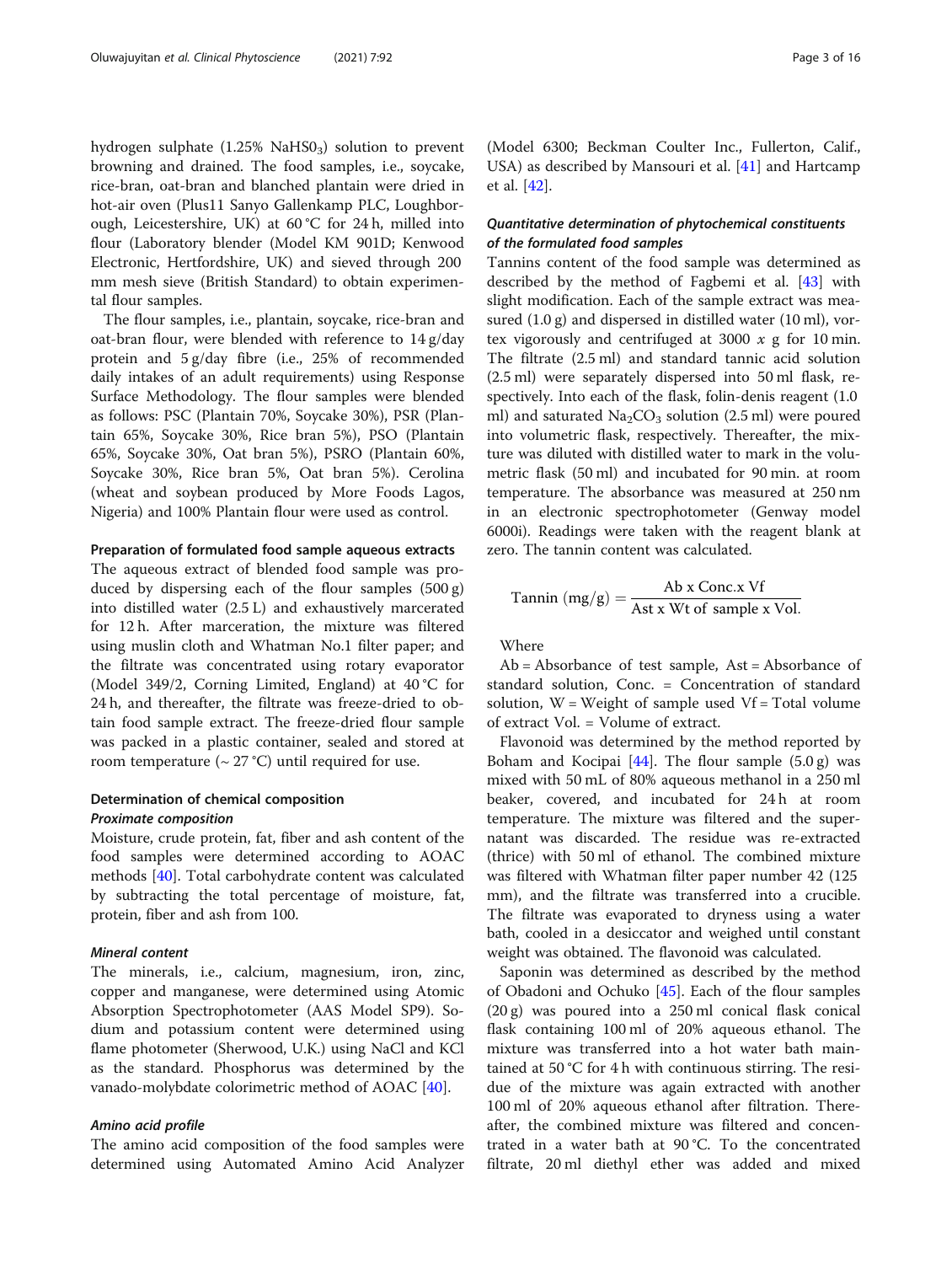hydrogen sulphate (1.25% $NaHS0_3$) solution to prevent browning and drained. The food samples, i.e., soycake, rice-bran, oat-bran and blanched plantain were dried in hot-air oven (Plus11 Sanyo Gallenkamp PLC, Loughborough, Leicestershire, UK) at 60 °C for 24 h, milled into flour (Laboratory blender (Model KM 901D; Kenwood Electronic, Hertfordshire, UK) and sieved through 200 mm mesh sieve (British Standard) to obtain experimental flour samples.

The flour samples, i.e., plantain, soycake, rice-bran and oat-bran flour, were blended with reference to 14 g/day protein and 5 g/day fibre (i.e., 25% of recommended daily intakes of an adult requirements) using Response Surface Methodology. The flour samples were blended as follows: PSC (Plantain 70%, Soycake 30%), PSR (Plantain 65%, Soycake 30%, Rice bran 5%), PSO (Plantain 65%, Soycake 30%, Oat bran 5%), PSRO (Plantain 60%, Soycake 30%, Rice bran 5%, Oat bran 5%). Cerolina (wheat and soybean produced by More Foods Lagos, Nigeria) and 100% Plantain flour were used as control.

#### Preparation of formulated food sample aqueous extracts

The aqueous extract of blended food sample was produced by dispersing each of the flour samples (500 g) into distilled water (2.5 L) and exhaustively marcerated for 12 h. After marceration, the mixture was filtered using muslin cloth and Whatman No.1 filter paper; and the filtrate was concentrated using rotary evaporator (Model 349/2, Corning Limited, England) at 40 °C for 24 h, and thereafter, the filtrate was freeze-dried to obtain food sample extract. The freeze-dried flour sample was packed in a plastic container, sealed and stored at room temperature (~ 27 °C) until required for use.

#### Determination of chemical composition

##### *Proximate composition*

Moisture, crude protein, fat, fiber and ash content of the food samples were determined according to AOAC methods [40]. Total carbohydrate content was calculated by subtracting the total percentage of moisture, fat, protein, fiber and ash from 100.

##### *Mineral content*

The minerals, i.e., calcium, magnesium, iron, zinc, copper and manganese, were determined using Atomic Absorption Spectrophotometer (AAS Model SP9). Sodium and potassium content were determined using flame photometer (Sherwood, U.K.) using NaCl and KCl as the standard. Phosphorus was determined by the vanado-molybdate colorimetric method of AOAC [40].

##### *Amino acid profile*

The amino acid composition of the food samples were determined using Automated Amino Acid Analyzer (Model 6300; Beckman Coulter Inc., Fullerton, Calif., USA) as described by Mansouri et al. [41] and Hartcamp et al. [42].

##### *Quantitative determination of phytochemical constituents of the formulated food samples*

Tannins content of the food sample was determined as described by the method of Fagbemi et al. [43] with slight modification. Each of the sample extract was measured (1.0 g) and dispersed in distilled water (10 ml), vortex vigorously and centrifuged at 3000 *x* g for 10 min. The filtrate (2.5 ml) and standard tannic acid solution (2.5 ml) were separately dispersed into 50 ml flask, respectively. Into each of the flask, folin-denis reagent (1.0 ml) and saturated $Na_2CO_3$ solution (2.5 ml) were poured into volumetric flask, respectively. Thereafter, the mixture was diluted with distilled water to mark in the volumetric flask (50 ml) and incubated for 90 min. at room temperature. The absorbance was measured at 250 nm in an electronic spectrophotometer (Genway model 6000i). Readings were taken with the reagent blank at zero. The tannin content was calculated.

$$\text{Tannin (mg/g)} = \frac{\text{Ab x Conc.x Vf}}{\text{Ast x Wt of sample x Vol.}}$$

Where

Ab = Absorbance of test sample, Ast = Absorbance of standard solution, Conc. = Concentration of standard solution, W = Weight of sample used Vf = Total volume of extract Vol. = Volume of extract.

Flavonoid was determined by the method reported by Boham and Kocipai [44]. The flour sample (5.0 g) was mixed with 50 mL of 80% aqueous methanol in a 250 ml beaker, covered, and incubated for 24 h at room temperature. The mixture was filtered and the supernatant was discarded. The residue was re-extracted (thrice) with 50 ml of ethanol. The combined mixture was filtered with Whatman filter paper number 42 (125 mm), and the filtrate was transferred into a crucible. The filtrate was evaporated to dryness using a water bath, cooled in a desiccator and weighed until constant weight was obtained. The flavonoid was calculated.

Saponin was determined as described by the method of Obadoni and Ochuko [45]. Each of the flour samples (20 g) was poured into a 250 ml conical flask conical flask containing 100 ml of 20% aqueous ethanol. The mixture was transferred into a hot water bath maintained at 50 °C for 4 h with continuous stirring. The residue of the mixture was again extracted with another 100 ml of 20% aqueous ethanol after filtration. Thereafter, the combined mixture was filtered and concentrated in a water bath at 90 °C. To the concentrated filtrate, 20 ml diethyl ether was added and mixed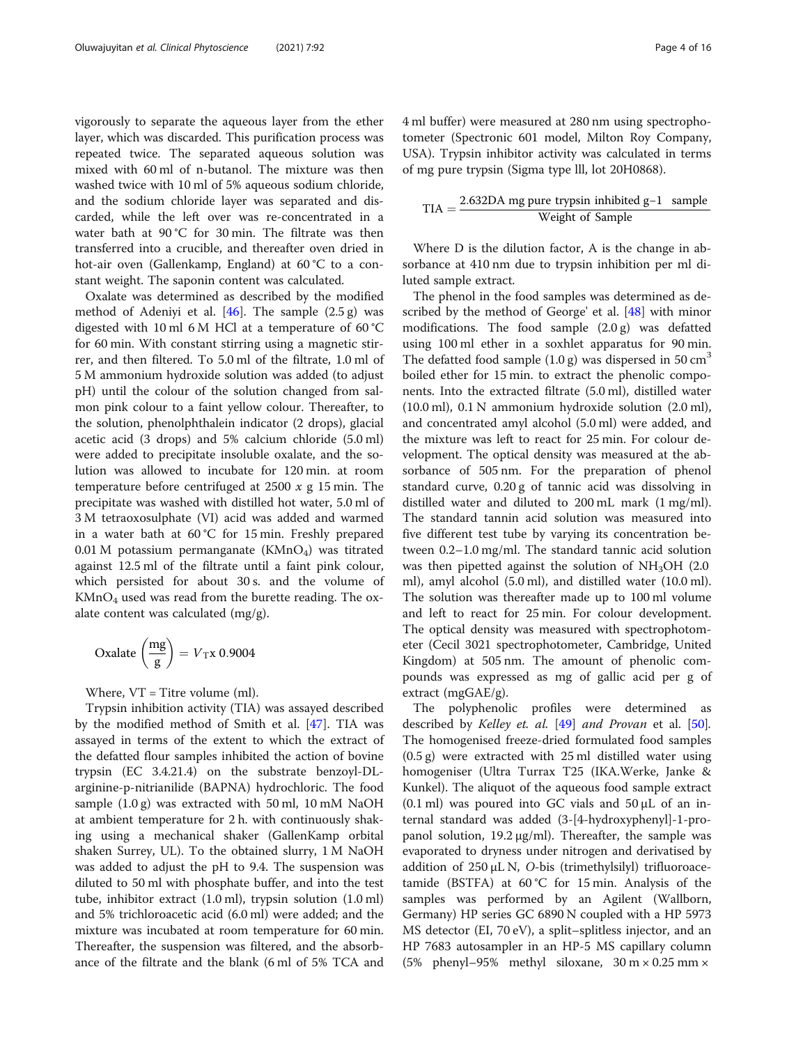vigorously to separate the aqueous layer from the ether layer, which was discarded. This purification process was repeated twice. The separated aqueous solution was mixed with 60 ml of n-butanol. The mixture was then washed twice with 10 ml of 5% aqueous sodium chloride, and the sodium chloride layer was separated and discarded, while the left over was re-concentrated in a water bath at 90 °C for 30 min. The filtrate was then transferred into a crucible, and thereafter oven dried in hot-air oven (Gallenkamp, England) at 60 °C to a constant weight. The saponin content was calculated.

Oxalate was determined as described by the modified method of Adeniyi et al. [46]. The sample (2.5 g) was digested with 10 ml 6 M HCl at a temperature of 60 °C for 60 min. With constant stirring using a magnetic stirrer, and then filtered. To 5.0 ml of the filtrate, 1.0 ml of 5 M ammonium hydroxide solution was added (to adjust pH) until the colour of the solution changed from salmon pink colour to a faint yellow colour. Thereafter, to the solution, phenolphthalein indicator (2 drops), glacial acetic acid (3 drops) and 5% calcium chloride (5.0 ml) were added to precipitate insoluble oxalate, and the solution was allowed to incubate for 120 min. at room temperature before centrifuged at 2500 *x* g 15 min. The precipitate was washed with distilled hot water, 5.0 ml of 3 M tetraoxosulphate (VI) acid was added and warmed in a water bath at 60 °C for 15 min. Freshly prepared 0.01 M potassium permanganate ($KMnO_4$) was titrated against 12.5 ml of the filtrate until a faint pink colour, which persisted for about 30 s. and the volume of $KMnO_4$ used was read from the burette reading. The oxalate content was calculated (mg/g).

$$\text{Oxalate}\left(\frac{\text{mg}}{\text{g}}\right) = V_{\text{T}}\text{x } 0.9004$$

Where, VT = Titre volume (ml).

Trypsin inhibition activity (TIA) was assayed described by the modified method of Smith et al. [47]. TIA was assayed in terms of the extent to which the extract of the defatted flour samples inhibited the action of bovine trypsin (EC 3.4.21.4) on the substrate benzoyl-DL-arginine-p-nitrianilide (BAPNA) hydrochloric. The food sample (1.0 g) was extracted with 50 ml, 10 mM NaOH at ambient temperature for 2 h. with continuously shaking using a mechanical shaker (GallenKamp orbital shaken Surrey, UL). To the obtained slurry, 1 M NaOH was added to adjust the pH to 9.4. The suspension was diluted to 50 ml with phosphate buffer, and into the test tube, inhibitor extract (1.0 ml), trypsin solution (1.0 ml) and 5% trichloroacetic acid (6.0 ml) were added; and the mixture was incubated at room temperature for 60 min. Thereafter, the suspension was filtered, and the absorbance of the filtrate and the blank (6 ml of 5% TCA and 4 ml buffer) were measured at 280 nm using spectrophotometer (Spectronic 601 model, Milton Roy Company, USA). Trypsin inhibitor activity was calculated in terms of mg pure trypsin (Sigma type lll, lot 20H0868).

$$\text{TIA} = \frac{2.632\text{DA mg pure trypsin inhibited g}-1 \text{ sample}}{\text{Weight of Sample}}$$

Where D is the dilution factor, A is the change in absorbance at 410 nm due to trypsin inhibition per ml diluted sample extract.

The phenol in the food samples was determined as described by the method of George' et al. [48] with minor modifications. The food sample (2.0 g) was defatted using 100 ml ether in a soxhlet apparatus for 90 min. The defatted food sample (1.0 g) was dispersed in 50 $cm^3$ boiled ether for 15 min. to extract the phenolic components. Into the extracted filtrate (5.0 ml), distilled water (10.0 ml), 0.1 N ammonium hydroxide solution (2.0 ml), and concentrated amyl alcohol (5.0 ml) were added, and the mixture was left to react for 25 min. For colour development. The optical density was measured at the absorbance of 505 nm. For the preparation of phenol standard curve, 0.20 g of tannic acid was dissolving in distilled water and diluted to 200 mL mark (1 mg/ml). The standard tannin acid solution was measured into five different test tube by varying its concentration between 0.2–1.0 mg/ml. The standard tannic acid solution was then pipetted against the solution of $NH_3OH$ (2.0 ml), amyl alcohol (5.0 ml), and distilled water (10.0 ml). The solution was thereafter made up to 100 ml volume and left to react for 25 min. For colour development. The optical density was measured with spectrophotometer (Cecil 3021 spectrophotometer, Cambridge, United Kingdom) at 505 nm. The amount of phenolic compounds was expressed as mg of gallic acid per g of extract (mgGAE/g).

The polyphenolic profiles were determined as described by *Kelley et. al.* [49] *and Provan* et al. [50]. The homogenised freeze-dried formulated food samples (0.5 g) were extracted with 25 ml distilled water using homogeniser (Ultra Turrax T25 (IKA.Werke, Janke & Kunkel). The aliquot of the aqueous food sample extract (0.1 ml) was poured into GC vials and 50 μL of an internal standard was added (3-[4-hydroxyphenyl]-1-propanol solution, 19.2 μg/ml). Thereafter, the sample was evaporated to dryness under nitrogen and derivatised by addition of 250 μL N, *O*-bis (trimethylsilyl) trifluoroacetamide (BSTFA) at 60 °C for 15 min. Analysis of the samples was performed by an Agilent (Wallborn, Germany) HP series GC 6890 N coupled with a HP 5973 MS detector (EI, 70 eV), a split–splitless injector, and an HP 7683 autosampler in an HP-5 MS capillary column (5% phenyl–95% methyl siloxane, 30 m × 0.25 mm ×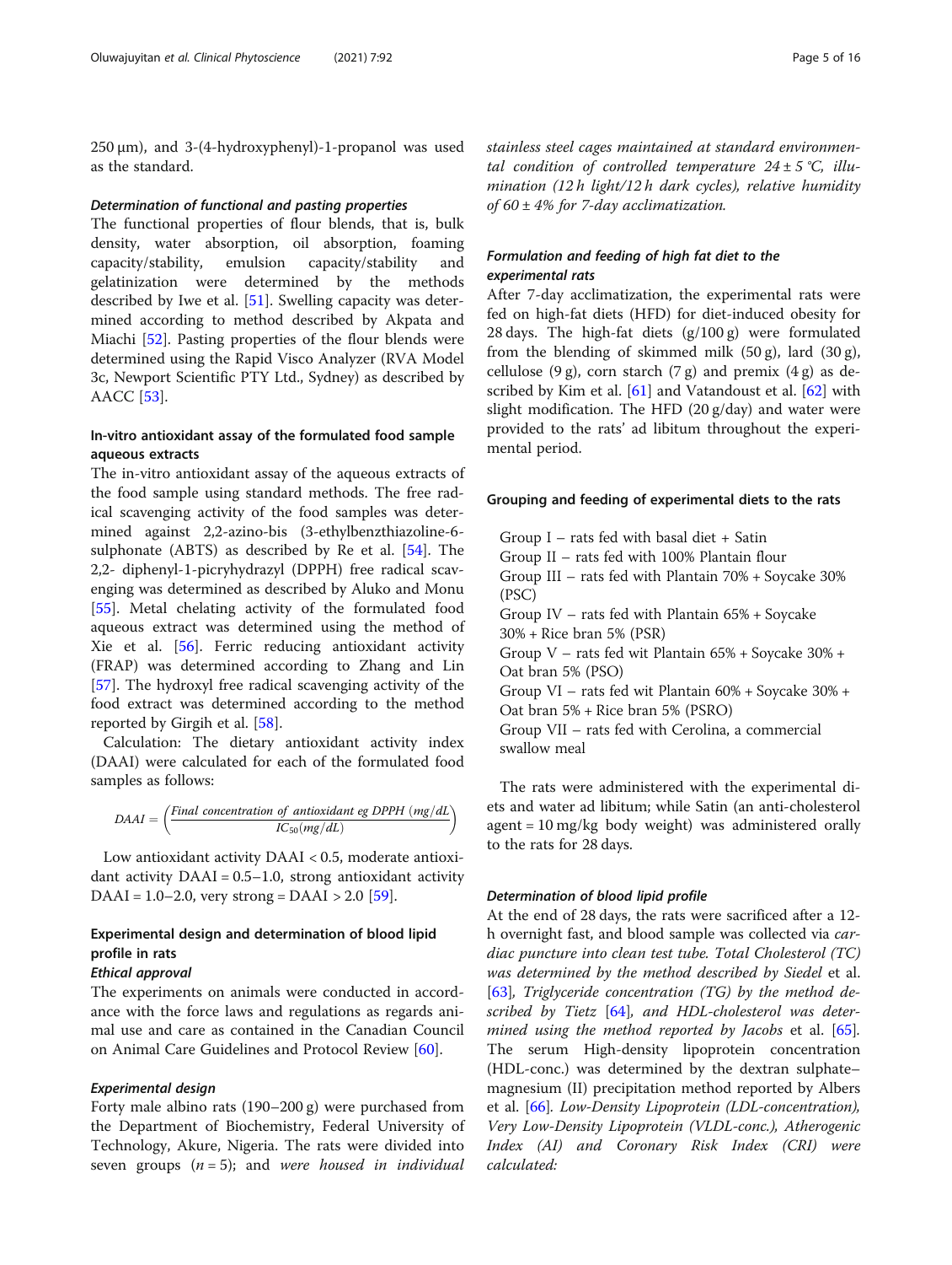250 μm), and 3-(4-hydroxyphenyl)-1-propanol was used as the standard.

#### *Determination of functional and pasting properties*

The functional properties of flour blends, that is, bulk density, water absorption, oil absorption, foaming capacity/stability, emulsion capacity/stability and gelatinization were determined by the methods described by Iwe et al. [51]. Swelling capacity was determined according to method described by Akpata and Miachi [52]. Pasting properties of the flour blends were determined using the Rapid Visco Analyzer (RVA Model 3c, Newport Scientific PTY Ltd., Sydney) as described by AACC [53].

### In-vitro antioxidant assay of the formulated food sample aqueous extracts

The in-vitro antioxidant assay of the aqueous extracts of the food sample using standard methods. The free radical scavenging activity of the food samples was determined against 2,2-azino-bis (3-ethylbenzthiazoline-6-sulphonate (ABTS) as described by Re et al. [54]. The 2,2- diphenyl-1-picryhydrazyl (DPPH) free radical scavenging was determined as described by Aluko and Monu [55]. Metal chelating activity of the formulated food aqueous extract was determined using the method of Xie et al. [56]. Ferric reducing antioxidant activity (FRAP) was determined according to Zhang and Lin [57]. The hydroxyl free radical scavenging activity of the food extract was determined according to the method reported by Girgih et al. [58].

Calculation: The dietary antioxidant activity index (DAAI) were calculated for each of the formulated food samples as follows:

$$DAAI = \left(\frac{\textit{Final concentration of antioxidant eg DPPH } (mg/dL)}{IC_{50}(mg/dL)}\right)$$

Low antioxidant activity DAAI < 0.5, moderate antioxidant activity DAAI = 0.5–1.0, strong antioxidant activity DAAI = 1.0–2.0, very strong = DAAI > 2.0 [59].

### Experimental design and determination of blood lipid profile in rats

#### *Ethical approval*

The experiments on animals were conducted in accordance with the force laws and regulations as regards animal use and care as contained in the Canadian Council on Animal Care Guidelines and Protocol Review [60].

#### *Experimental design*

Forty male albino rats (190–200 g) were purchased from the Department of Biochemistry, Federal University of Technology, Akure, Nigeria. The rats were divided into seven groups ($n = 5$); and *were housed in individual stainless steel cages maintained at standard environmental condition of controlled temperature 24 ± 5 °C, illumination (12 h light/12 h dark cycles), relative humidity of 60 ± 4% for 7-day acclimatization.*

#### *Formulation and feeding of high fat diet to the experimental rats*

After 7-day acclimatization, the experimental rats were fed on high-fat diets (HFD) for diet-induced obesity for 28 days. The high-fat diets (g/100 g) were formulated from the blending of skimmed milk (50 g), lard (30 g), cellulose (9 g), corn starch (7 g) and premix (4 g) as described by Kim et al. [61] and Vatandoust et al. [62] with slight modification. The HFD (20 g/day) and water were provided to the rats' ad libitum throughout the experimental period.

### Grouping and feeding of experimental diets to the rats

- Group I – rats fed with basal diet + Satin
- Group II – rats fed with 100% Plantain flour
- Group III – rats fed with Plantain 70% + Soycake 30% (PSC)
- Group IV – rats fed with Plantain 65% + Soycake 30% + Rice bran 5% (PSR)
- Group V – rats fed wit Plantain 65% + Soycake 30% + Oat bran 5% (PSO)
- Group VI – rats fed wit Plantain 60% + Soycake 30% + Oat bran 5% + Rice bran 5% (PSRO)
- Group VII – rats fed with Cerolina, a commercial swallow meal

The rats were administered with the experimental diets and water ad libitum; while Satin (an anti-cholesterol agent = 10 mg/kg body weight) was administered orally to the rats for 28 days.

#### *Determination of blood lipid profile*

At the end of 28 days, the rats were sacrificed after a 12-h overnight fast, and blood sample was collected via *cardiac puncture into clean test tube. Total Cholesterol (TC) was determined by the method described by Siedel* et al. [63], *Triglyceride concentration (TG) by the method described by Tietz* [64], *and HDL-cholesterol was determined using the method reported by Jacobs* et al. [65]. The serum High-density lipoprotein concentration (HDL-conc.) was determined by the dextran sulphate–magnesium (II) precipitation method reported by Albers et al. [66]. *Low-Density Lipoprotein (LDL-concentration), Very Low-Density Lipoprotein (VLDL-conc.), Atherogenic Index (AI) and Coronary Risk Index (CRI) were calculated:*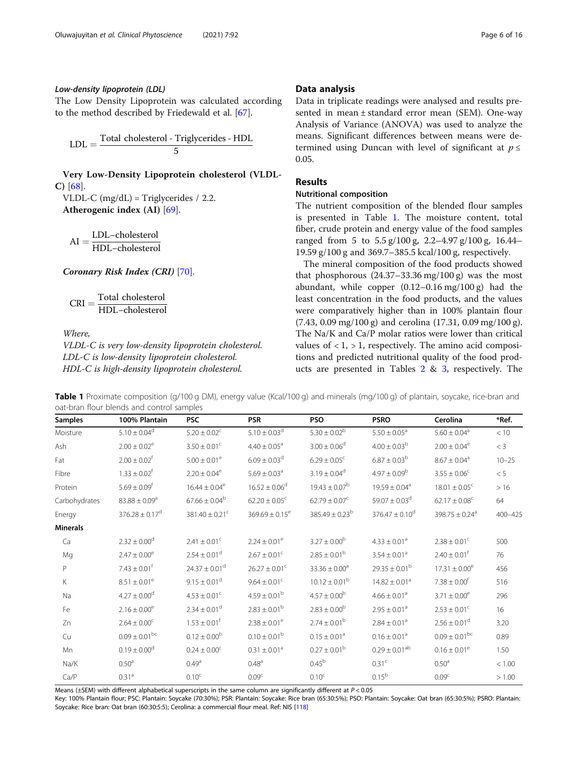#### Low-density lipoprotein (LDL)

The Low Density Lipoprotein was calculated according to the method described by Friedewald et al. [67].

$$\text{LDL} = \frac{\text{Total cholesterol - Triglycerides - HDL}}{5}$$

**Very Low-Density Lipoprotein cholesterol (VLDL-C)** [68].

VLDL-C (mg/dL) = Triglycerides / 2.2.

**Atherogenic index (AI)** [69].

$$\text{AI} = \frac{\text{LDL–cholesterol}}{\text{HDL–cholesterol}}$$

***Coronary Risk Index (CRI)*** [70].

$$\text{CRI} = \frac{\text{Total cholesterol}}{\text{HDL–cholesterol}}$$

*Where,*

*VLDL-C is very low-density lipoprotein cholesterol.*
*LDL-C is low-density lipoprotein cholesterol.*
*HDL-C is high-density lipoprotein cholesterol.*

## Data analysis

Data in triplicate readings were analysed and results presented in mean ± standard error mean (SEM). One-way Analysis of Variance (ANOVA) was used to analyze the means. Significant differences between means were determined using Duncan with level of significant at $p \leq 0.05$.

## Results

### Nutritional composition

The nutrient composition of the blended flour samples is presented in Table 1. The moisture content, total fiber, crude protein and energy value of the food samples ranged from 5 to 5.5 g/100 g, 2.2–4.97 g/100 g, 16.44–19.59 g/100 g and 369.7–385.5 kcal/100 g, respectively.

The mineral composition of the food products showed that phosphorous (24.37–33.36 mg/100 g) was the most abundant, while copper (0.12–0.16 mg/100 g) had the least concentration in the food products, and the values were comparatively higher than in 100% plantain flour (7.43, 0.09 mg/100 g) and cerolina (17.31, 0.09 mg/100 g). The Na/K and Ca/P molar ratios were lower than critical values of < 1, > 1, respectively. The amino acid compositions and predicted nutritional quality of the food products are presented in Tables 2 & 3, respectively. The

**Table 1** Proximate composition (g/100 g DM), energy value (Kcal/100 g) and minerals (mg/100 g) of plantain, soycake, rice-bran and oat-bran flour blends and control samples

| Samples | 100% Plantain | PSC | PSR | PSO | PSRO | Cerolina | *Ref. |
|---|---|---|---|---|---|---|---|
| Moisture | 5.10 ± 0.04[d] | 5.20 ± 0.02[c] | 5.10 ± 0.03[d] | 5.30 ± 0.02[b] | 5.50 ± 0.05[a] | 5.60 ± 0.04[a] | < 10 |
| Ash | 2.00 ± 0.02[e] | 3.50 ± 0.01[c] | 4.40 ± 0.05[a] | 3.00 ± 0.06[d] | 4.00 ± 0.03[b] | 2.00 ± 0.04[e] | < 3 |
| Fat | 2.00 ± 0.02[f] | 5.00 ± 0.01[e] | 6.09 ± 0.03[d] | 6.29 ± 0.05[c] | 6.87 ± 0.03[b] | 8.67 ± 0.04[a] | 10–25 |
| Fibre | 1.33 ± 0.02[f] | 2.20 ± 0.04[e] | 5.69 ± 0.03[a] | 3.19 ± 0.04[d] | 4.97 ± 0.09[b] | 3.55 ± 0.06[c] | < 5 |
| Protein | 5.69 ± 0.09[f] | 16.44 ± 0.04[e] | 16.52 ± 0.06[d] | 19.43 ± 0.07[b] | 19.59 ± 0.04[a] | 18.01 ± 0.05[c] | > 16 |
| Carbohydrates | 83.88 ± 0.09[a] | 67.66 ± 0.04[b] | 62.20 ± 0.05[c] | 62.79 ± 0.07[c] | 59.07 ± 0.03[d] | 62.17 ± 0.08[c] | 64 |
| Energy | 376.28 ± 0.17[d] | 381.40 ± 0.21[c] | 369.69 ± 0.15[e] | 385.49 ± 0.23[b] | 376.47 ± 0.10[d] | 398.75 ± 0.24[a] | 400–425 |
| **Minerals** | | | | | | | |
| Ca | 2.32 ± 0.00[d] | 2.41 ± 0.01[c] | 2.24 ± 0.01[e] | 3.27 ± 0.00[b] | 4.33 ± 0.01[a] | 2.38 ± 0.01[c] | 500 |
| Mg | 2.47 ± 0.00[e] | 2.54 ± 0.01[d] | 2.67 ± 0.01[c] | 2.85 ± 0.01[b] | 3.54 ± 0.01[a] | 2.40 ± 0.01[f] | 76 |
| P | 7.43 ± 0.01[f] | 24.37 ± 0.01[d] | 26.27 ± 0.01[c] | 33.36 ± 0.00[a] | 29.35 ± 0.01[b] | 17.31 ± 0.00[e] | 456 |
| K | 8.51 ± 0.01[e] | 9.15 ± 0.01[d] | 9.64 ± 0.01[c] | 10.12 ± 0.01[b] | 14.82 ± 0.01[a] | 7.38 ± 0.00[f] | 516 |
| Na | 4.27 ± 0.00[d] | 4.53 ± 0.01[c] | 4.59 ± 0.01[b] | 4.57 ± 0.00[b] | 4.66 ± 0.01[a] | 3.71 ± 0.00[e] | 296 |
| Fe | 2.16 ± 0.00[e] | 2.34 ± 0.01[d] | 2.83 ± 0.01[b] | 2.83 ± 0.00[b] | 2.95 ± 0.01[a] | 2.53 ± 0.01[c] | 16 |
| Zn | 2.64 ± 0.00[c] | 1.53 ± 0.01[f] | 2.38 ± 0.01[e] | 2.74 ± 0.01[b] | 2.84 ± 0.01[a] | 2.56 ± 0.01[d] | 3.20 |
| Cu | 0.09 ± 0.01[bc] | 0.12 ± 0.00[b] | 0.10 ± 0.01[b] | 0.15 ± 0.01[a] | 0.16 ± 0.01[a] | 0.09 ± 0.01[bc] | 0.89 |
| Mn | 0.19 ± 0.00[d] | 0.24 ± 0.00[c] | 0.31 ± 0.01[a] | 0.27 ± 0.01[b] | 0.29 ± 0.01[ab] | 0.16 ± 0.01[e] | 1.50 |
| Na/K | 0.50[a] | 0.49[a] | 0.48[a] | 0.45[b] | 0.31[c] | 0.50[a] | < 1.00 |
| Ca/P | 0.31[a] | 0.10[c] | 0.09[c] | 0.10[c] | 0.15[b] | 0.09[c] | > 1.00 |

Means (±SEM) with different alphabetical superscripts in the same column are significantly different at $P < 0.05$

Key: 100% Plantain flour; PSC: Plantain: Soycake (70:30%); PSR: Plantain: Soycake: Rice bran (65:30:5%); PSO: Plantain: Soycake: Oat bran (65:30:5%); PSRO: Plantain: Soycake: Rice bran: Oat bran (60:30:5:5); Cerolina: a commercial flour meal. Ref: NIS [118]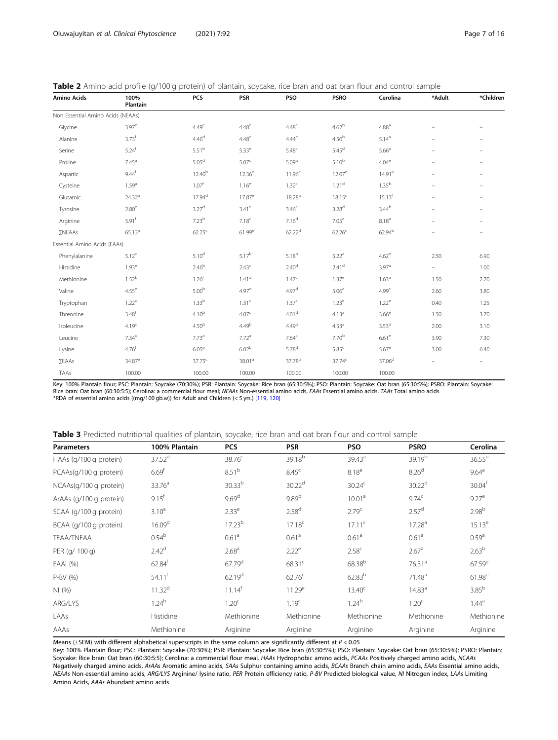**Table 2** Amino acid profile (g/100 g protein) of plantain, soycake, rice bran and oat bran flour and control sample

| Amino Acids | 100% Plantain | PCS | PSR | PSO | PSRO | Cerolina | *Adult | *Children |
|---|---|---|---|---|---|---|---|---|
| Non Essential Amino Acids (NEAAs) | | | | | | | | |
| Glycine | 3.97[d] | 4.49[c] | 4.48[c] | 4.48[c] | 4.62[b] | 4.88[a] | – | – |
| Alanine | 3.73[f] | 4.46[d] | 4.48[c] | 4.44[e] | 4.50[b] | 5.14[a] | – | – |
| Serine | 5.24[f] | 5.51[b] | 5.33[e] | 5.48[c] | 5.45[d] | 5.66[a] | – | – |
| Proline | 7.45[a] | 5.05[d] | 5.07[c] | 5.09[b] | 5.10[b] | 4.04[e] | – | – |
| Aspartic | 9.44[f] | 12.40[b] | 12.36[c] | 11.96[e] | 12.07[d] | 14.91[a] | – | – |
| Cysteine | 1.59[a] | 1.07[f] | 1.16[e] | 1.32[c] | 1.21[d] | 1.35[b] | – | – |
| Glutamic | 24.32[a] | 17.94[d] | 17.87[e] | 18.28[b] | 18.15[c] | 15.13[f] | – | – |
| Tyrosine | 2.80[e] | 3.27[d] | 3.41[c] | 3.46[a] | 3.28[d] | 3.44[b] | – | – |
| Arginine | 5.91[f] | 7.23[b] | 7.18[c] | 7.16[d] | 7.05[e] | 8.18[a] | – | – |
| ∑NEAAs | 65.13[a] | 62.25[c] | 61.99[e] | 62.22[d] | 62.26[c] | 62.94[b] | – | – |
| Essential Amino Acids (EAAs) | | | | | | | | |
| Phenylalanine | 5.12[c] | 5.10[d] | 5.17[b] | 5.18[b] | 5.22[a] | 4.62[e] | 2.50 | 6.90 |
| Histidine | 1.93[e] | 2.46[b] | 2.43[c] | 2.40[d] | 2.41[d] | 3.97[a] | – | 1.00 |
| Methionine | 1.52[b] | 1.26[f] | 1.41[d] | 1.47[c] | 1.37[e] | 1.63[a] | 1.50 | 2.70 |
| Valine | 4.55[e] | 5.00[b] | 4.97[d] | 4.97[d] | 5.06[a] | 4.99[c] | 2.60 | 3.80 |
| Tryptophan | 1.22[d] | 1.33[b] | 1.31[c] | 1.37[a] | 1.23[e] | 1.22[e] | 0.40 | 1.25 |
| Threonine | 3.48[f] | 4.10[b] | 4.07[c] | 4.01[d] | 4.13[a] | 3.66[e] | 1.50 | 3.70 |
| Isoleucine | 4.19[c] | 4.50[b] | 4.49[b] | 4.49[b] | 4.53[a] | 3.53[d] | 2.00 | 3.10 |
| Leucine | 7.34[d] | 7.73[a] | 7.72[a] | 7.64[c] | 7.70[b] | 6.61[e] | 3.90 | 7.30 |
| Lysine | 4.76[f] | 6.05[a] | 6.02[b] | 5.78[d] | 5.85[c] | 5.67[e] | 3.00 | 6.40 |
| ∑EAAs | 34.87[e] | 37.75[c] | 38.01[a] | 37.78[b] | 37.74[c] | 37.06[d] | – | – |
| TAAs | 100.00 | 100.00 | 100.00 | 100.00 | 100.00 | 100.00 | | |

Key: 100% Plantain flour; PSC: Plantain: Soycake (70:30%); PSR: Plantain: Soycake: Rice bran (65:30:5%); PSO: Plantain: Soycake: Oat bran (65:30:5%); PSRO: Plantain: Soycake: Rice bran: Oat bran (60:30:5:5); Cerolina: a commercial flour meal; *NEAAs* Non-essential amino acids, *EAAs* Essential amino acids, *TAAs* Total amino acids
*RDA of essential amino acids ((mg/100 gb.w)) for Adult and Children (< 5 yrs.) [119, 120]

**Table 3** Predicted nutritional qualities of plantain, soycake, rice bran and oat bran flour and control sample

| Parameters | 100% Plantain | PCS | PSR | PSO | PSRO | Cerolina |
|---|---|---|---|---|---|---|
| HAAs (g/100 g protein) | 37.52[d] | 38.76[c] | 39.18[b] | 39.43[a] | 39.19[b] | 36.55[e] |
| PCAAs(g/100 g protein) | 6.69[f] | 8.51[b] | 8.45[c] | 8.18[e] | 8.26[d] | 9.64[a] |
| NCAAs(g/100 g protein) | 33.76[a] | 30.33[b] | 30.22[d] | 30.24[c] | 30.22[d] | 30.04[f] |
| ArAAs (g/100 g protein) | 9.15[f] | 9.69[d] | 9.89[b] | 10.01[a] | 9.74[c] | 9.27[e] |
| SCAA (g/100 g protein) | 3.10[a] | 2.33[e] | 2.58[d] | 2.79[c] | 2.57[d] | 2.98[b] |
| BCAA (g/100 g protein) | 16.09[d] | 17.23[b] | 17.18[c] | 17.11[c] | 17.28[a] | 15.13[e] |
| TEAA/TNEAA | 0.54[b] | 0.61[a] | 0.61[a] | 0.61[a] | 0.61[a] | 0.59[a] |
| PER (g/ 100 g) | 2.42[d] | 2.68[a] | 2.22[e] | 2.58[c] | 2.67[a] | 2.63[b] |
| EAAI (%) | 62.84[f] | 67.79[d] | 68.31[c] | 68.38[b] | 76.31[a] | 67.59[e] |
| P-BV (%) | 54.11[f] | 62.19[d] | 62.76[c] | 62.83[b] | 71.48[a] | 61.98[e] |
| NI (%) | 11.32[d] | 11.14[f] | 11.29[e] | 13.40[c] | 14.83[a] | 3.85[b] |
| ARG/LYS | 1.24[b] | 1.20[c] | 1.19[c] | 1.24[b] | 1.20[c] | 1.44[a] |
| LAAs | Histidine | Methionine | Methionine | Methionine | Methionine | Methionine |
| AAAs | Methionine | Arginine | Arginine | Arginine | Arginine | Arginine |

Means (±SEM) with different alphabetical superscripts in the same column are significantly different at $P < 0.05$
Key: 100% Plantain flour; PSC: Plantain: Soycake (70:30%); PSR: Plantain: Soycake: Rice bran (65:30:5%); PSO: Plantain: Soycake: Oat bran (65:30:5%); PSRO: Plantain: Soycake: Rice bran: Oat bran (60:30:5:5); Cerolina: a commercial flour meal. *HAAs* Hydrophobic amino acids, *PCAAs* Positively charged amino acids, *NCAAs* Negatively charged amino acids, *ArAAs* Aromatic amino acids, *SAAs* Sulphur containing amino acids, *BCAAs* Branch chain amino acids, *EAAs* Essential amino acids, *NEAAs* Non-essential amino acids, *ARG/LYS* Arginine/ lysine ratio, *PER* Protein efficiency ratio, *P-BV* Predicted biological value, *NI* Nitrogen index, *LAAs* Limiting Amino Acids, *AAAs* Abundant amino acids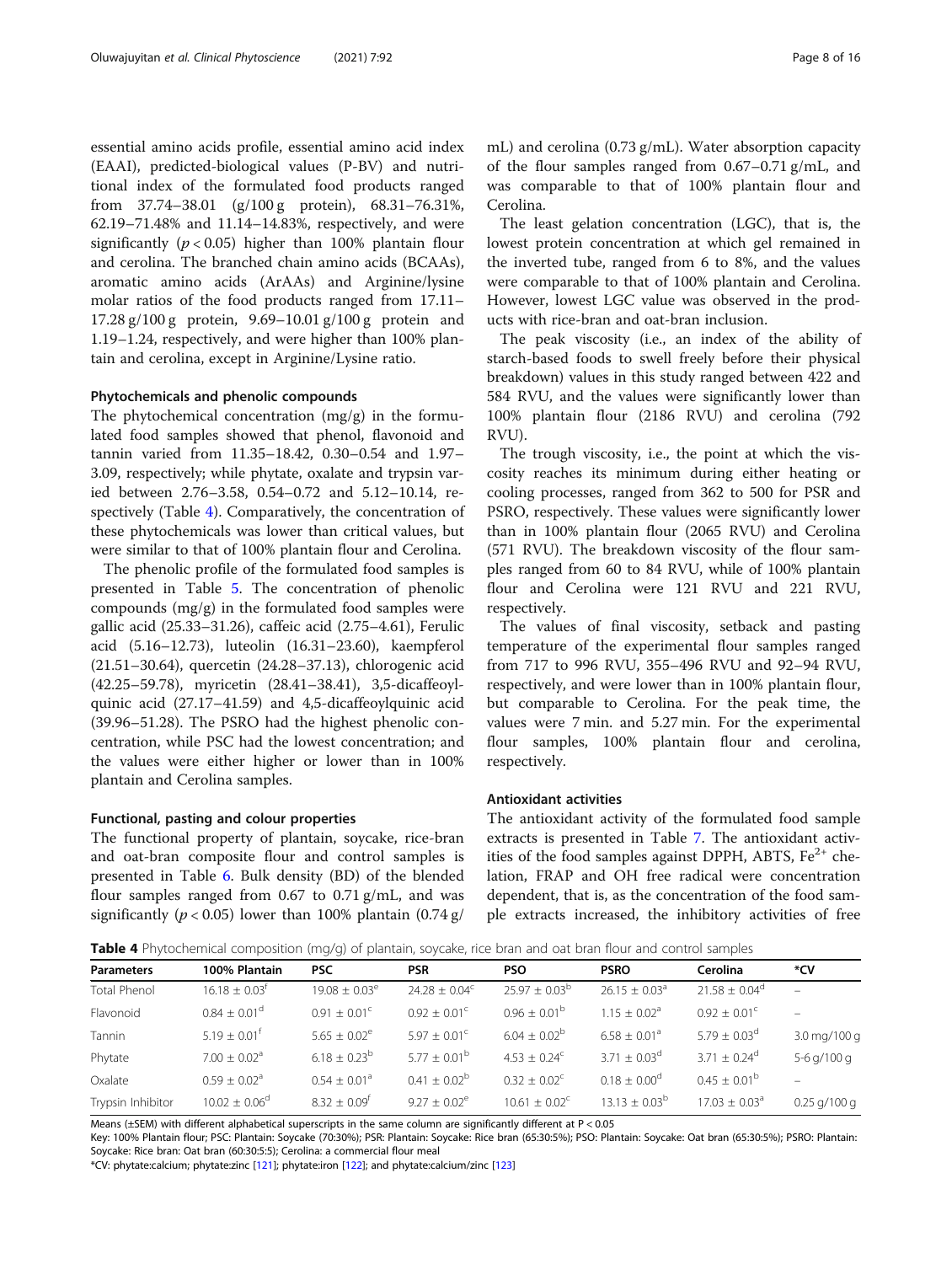essential amino acids profile, essential amino acid index (EAAI), predicted-biological values (P-BV) and nutritional index of the formulated food products ranged from 37.74–38.01 (g/100 g protein), 68.31–76.31%, 62.19–71.48% and 11.14–14.83%, respectively, and were significantly ($p < 0.05$) higher than 100% plantain flour and cerolina. The branched chain amino acids (BCAAs), aromatic amino acids (ArAAs) and Arginine/lysine molar ratios of the food products ranged from 17.11–17.28 g/100 g protein, 9.69–10.01 g/100 g protein and 1.19–1.24, respectively, and were higher than 100% plantain and cerolina, except in Arginine/Lysine ratio.

#### Phytochemicals and phenolic compounds

The phytochemical concentration (mg/g) in the formulated food samples showed that phenol, flavonoid and tannin varied from 11.35–18.42, 0.30–0.54 and 1.97–3.09, respectively; while phytate, oxalate and trypsin varied between 2.76–3.58, 0.54–0.72 and 5.12–10.14, respectively (Table 4). Comparatively, the concentration of these phytochemicals was lower than critical values, but were similar to that of 100% plantain flour and Cerolina.

The phenolic profile of the formulated food samples is presented in Table 5. The concentration of phenolic compounds (mg/g) in the formulated food samples were gallic acid (25.33–31.26), caffeic acid (2.75–4.61), Ferulic acid (5.16–12.73), luteolin (16.31–23.60), kaempferol (21.51–30.64), quercetin (24.28–37.13), chlorogenic acid (42.25–59.78), myricetin (28.41–38.41), 3,5-dicaffeoylquinic acid (27.17–41.59) and 4,5-dicaffeoylquinic acid (39.96–51.28). The PSRO had the highest phenolic concentration, while PSC had the lowest concentration; and the values were either higher or lower than in 100% plantain and Cerolina samples.

#### Functional, pasting and colour properties

The functional property of plantain, soycake, rice-bran and oat-bran composite flour and control samples is presented in Table 6. Bulk density (BD) of the blended flour samples ranged from 0.67 to 0.71 g/mL, and was significantly ($p < 0.05$) lower than 100% plantain (0.74 g/mL) and cerolina (0.73 g/mL). Water absorption capacity of the flour samples ranged from 0.67–0.71 g/mL, and was comparable to that of 100% plantain flour and Cerolina.

The least gelation concentration (LGC), that is, the lowest protein concentration at which gel remained in the inverted tube, ranged from 6 to 8%, and the values were comparable to that of 100% plantain and Cerolina. However, lowest LGC value was observed in the products with rice-bran and oat-bran inclusion.

The peak viscosity (i.e., an index of the ability of starch-based foods to swell freely before their physical breakdown) values in this study ranged between 422 and 584 RVU, and the values were significantly lower than 100% plantain flour (2186 RVU) and cerolina (792 RVU).

The trough viscosity, i.e., the point at which the viscosity reaches its minimum during either heating or cooling processes, ranged from 362 to 500 for PSR and PSRO, respectively. These values were significantly lower than in 100% plantain flour (2065 RVU) and Cerolina (571 RVU). The breakdown viscosity of the flour samples ranged from 60 to 84 RVU, while of 100% plantain flour and Cerolina were 121 RVU and 221 RVU, respectively.

The values of final viscosity, setback and pasting temperature of the experimental flour samples ranged from 717 to 996 RVU, 355–496 RVU and 92–94 RVU, respectively, and were lower than in 100% plantain flour, but comparable to Cerolina. For the peak time, the values were 7 min. and 5.27 min. For the experimental flour samples, 100% plantain flour and cerolina, respectively.

#### Antioxidant activities

The antioxidant activity of the formulated food sample extracts is presented in Table 7. The antioxidant activities of the food samples against DPPH, ABTS, $Fe^{2+}$ chelation, FRAP and OH free radical were concentration dependent, that is, as the concentration of the food sample extracts increased, the inhibitory activities of free

**Table 4** Phytochemical composition (mg/g) of plantain, soycake, rice bran and oat bran flour and control samples

| Parameters | 100% Plantain | PSC | PSR | PSO | PSRO | Cerolina | *CV |
|---|---|---|---|---|---|---|---|
| Total Phenol | 16.18 ± 0.03$^{f}$ | 19.08 ± 0.03$^{e}$ | 24.28 ± 0.04$^{c}$ | 25.97 ± 0.03$^{b}$ | 26.15 ± 0.03$^{a}$ | 21.58 ± 0.04$^{d}$ | – |
| Flavonoid | 0.84 ± 0.01$^{d}$ | 0.91 ± 0.01$^{c}$ | 0.92 ± 0.01$^{c}$ | 0.96 ± 0.01$^{b}$ | 1.15 ± 0.02$^{a}$ | 0.92 ± 0.01$^{c}$ | – |
| Tannin | 5.19 ± 0.01$^{f}$ | 5.65 ± 0.02$^{e}$ | 5.97 ± 0.01$^{c}$ | 6.04 ± 0.02$^{b}$ | 6.58 ± 0.01$^{a}$ | 5.79 ± 0.03$^{d}$ | 3.0 mg/100 g |
| Phytate | 7.00 ± 0.02$^{a}$ | 6.18 ± 0.23$^{b}$ | 5.77 ± 0.01$^{b}$ | 4.53 ± 0.24$^{c}$ | 3.71 ± 0.03$^{d}$ | 3.71 ± 0.24$^{d}$ | 5-6 g/100 g |
| Oxalate | 0.59 ± 0.02$^{a}$ | 0.54 ± 0.01$^{a}$ | 0.41 ± 0.02$^{b}$ | 0.32 ± 0.02$^{c}$ | 0.18 ± 0.00$^{d}$ | 0.45 ± 0.01$^{b}$ | – |
| Trypsin Inhibitor | 10.02 ± 0.06$^{d}$ | 8.32 ± 0.09$^{f}$ | 9.27 ± 0.02$^{e}$ | 10.61 ± 0.02$^{c}$ | 13.13 ± 0.03$^{b}$ | 17.03 ± 0.03$^{a}$ | 0.25 g/100 g |

Means (±SEM) with different alphabetical superscripts in the same column are significantly different at P < 0.05

Key: 100% Plantain flour; PSC: Plantain: Soycake (70:30%); PSR: Plantain: Soycake: Rice bran (65:30:5%); PSO: Plantain: Soycake: Oat bran (65:30:5%); PSRO: Plantain: Soycake: Rice bran: Oat bran (60:30:5:5); Cerolina: a commercial flour meal

*CV: phytate:calcium; phytate:zinc [121]; phytate:iron [122]; and phytate:calcium/zinc [123]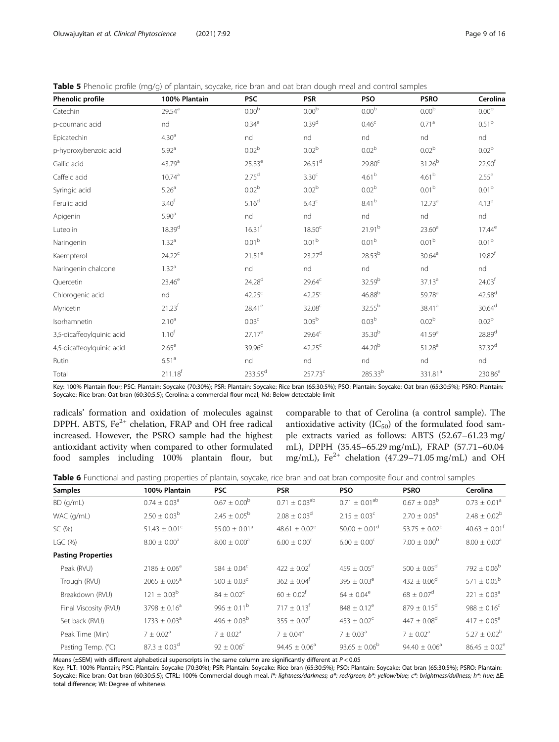**Table 5** Phenolic profile (mg/g) of plantain, soycake, rice bran and oat bran dough meal and control samples

| Phenolic profile | 100% Plantain | PSC | PSR | PSO | PSRO | Cerolina |
|---|---|---|---|---|---|---|
| Catechin | 29.54$^{a}$ | 0.00$^{b}$ | 0.00$^{b}$ | 0.00$^{b}$ | 0.00$^{b}$ | 0.00$^{b}$ |
| p-coumaric acid | nd | 0.34$^{e}$ | 0.39$^{d}$ | 0.46$^{c}$ | 0.71$^{a}$ | 0.51$^{b}$ |
| Epicatechin | 4.30$^{a}$ | nd | nd | nd | nd | nd |
| p-hydroxybenzoic acid | 5.92$^{a}$ | 0.02$^{b}$ | 0.02$^{b}$ | 0.02$^{b}$ | 0.02$^{b}$ | 0.02$^{b}$ |
| Gallic acid | 43.79$^{a}$ | 25.33$^{e}$ | 26.51$^{d}$ | 29.80$^{c}$ | 31.26$^{b}$ | 22.90$^{f}$ |
| Caffeic acid | 10.74$^{a}$ | 2.75$^{d}$ | 3.30$^{c}$ | 4.61$^{b}$ | 4.61$^{b}$ | 2.55$^{e}$ |
| Syringic acid | 5.26$^{a}$ | 0.02$^{b}$ | 0.02$^{b}$ | 0.02$^{b}$ | 0.01$^{b}$ | 0.01$^{b}$ |
| Ferulic acid | 3.40$^{f}$ | 5.16$^{d}$ | 6.43$^{c}$ | 8.41$^{b}$ | 12.73$^{a}$ | 4.13$^{e}$ |
| Apigenin | 5.90$^{a}$ | nd | nd | nd | nd | nd |
| Luteolin | 18.39$^{d}$ | 16.31$^{f}$ | 18.50$^{c}$ | 21.91$^{b}$ | 23.60$^{a}$ | 17.44$^{e}$ |
| Naringenin | 1.32$^{a}$ | 0.01$^{b}$ | 0.01$^{b}$ | 0.01$^{b}$ | 0.01$^{b}$ | 0.01$^{b}$ |
| Kaempferol | 24.22$^{c}$ | 21.51$^{e}$ | 23.27$^{d}$ | 28.53$^{b}$ | 30.64$^{a}$ | 19.82$^{f}$ |
| Naringenin chalcone | 1.32$^{a}$ | nd | nd | nd | nd | nd |
| Quercetin | 23.46$^{e}$ | 24.28$^{d}$ | 29.64$^{c}$ | 32.59$^{b}$ | 37.13$^{a}$ | 24.03$^{f}$ |
| Chlorogenic acid | nd | 42.25$^{c}$ | 42.25$^{c}$ | 46.88$^{b}$ | 59.78$^{a}$ | 42.58$^{d}$ |
| Myricetin | 21.23$^{f}$ | 28.41$^{e}$ | 32.08$^{c}$ | 32.55$^{b}$ | 38.41$^{a}$ | 30.64$^{d}$ |
| Isorhamnetin | 2.10$^{a}$ | 0.03$^{c}$ | 0.05$^{b}$ | 0.03$^{b}$ | 0.02$^{b}$ | 0.02$^{b}$ |
| 3,5-dicaffeoylquinic acid | 1.10$^{f}$ | 27.17$^{e}$ | 29.64$^{c}$ | 35.30$^{b}$ | 41.59$^{a}$ | 28.89$^{d}$ |
| 4,5-dicaffeoylquinic acid | 2.65$^{e}$ | 39.96$^{c}$ | 42.25$^{c}$ | 44.20$^{b}$ | 51.28$^{a}$ | 37.32$^{d}$ |
| Rutin | 6.51$^{a}$ | nd | nd | nd | nd | nd |
| Total | 211.18$^{f}$ | 233.55$^{d}$ | 257.73$^{c}$ | 285.33$^{b}$ | 331.81$^{a}$ | 230.86$^{e}$ |

Key: 100% Plantain flour; PSC: Plantain: Soycake (70:30%); PSR: Plantain: Soycake: Rice bran (65:30:5%); PSO: Plantain: Soycake: Oat bran (65:30:5%); PSRO: Plantain: Soycake: Rice bran: Oat bran (60:30:5:5); Cerolina: a commercial flour meal; Nd: Below detectable limit

radicals' formation and oxidation of molecules against DPPH. ABTS, $Fe^{2+}$ chelation, FRAP and OH free radical increased. However, the PSRO sample had the highest antioxidant activity when compared to other formulated food samples including 100% plantain flour, but comparable to that of Cerolina (a control sample). The antioxidative activity ($IC_{50}$) of the formulated food sample extracts varied as follows: ABTS (52.67–61.23 mg/mL), DPPH (35.45–65.29 mg/mL), FRAP (57.71–60.04 mg/mL), $Fe^{2+}$ chelation (47.29–71.05 mg/mL) and OH

**Table 6** Functional and pasting properties of plantain, soycake, rice bran and oat bran composite flour and control samples

| Samples | 100% Plantain | PSC | PSR | PSO | PSRO | Cerolina |
|---|---|---|---|---|---|---|
| BD (g/mL) | 0.74 ± 0.03$^{a}$ | 0.67 ± 0.00$^{b}$ | 0.71 ± 0.03$^{ab}$ | 0.71 ± 0.01$^{ab}$ | 0.67 ± 0.03$^{b}$ | 0.73 ± 0.01$^{a}$ |
| WAC (g/mL) | 2.50 ± 0.03$^{b}$ | 2.45 ± 0.05$^{b}$ | 2.08 ± 0.03$^{d}$ | 2.15 ± 0.03$^{c}$ | 2.70 ± 0.05$^{a}$ | 2.48 ± 0.02$^{b}$ |
| SC (%) | 51.43 ± 0.01$^{c}$ | 55.00 ± 0.01$^{a}$ | 48.61 ± 0.02$^{e}$ | 50.00 ± 0.01$^{d}$ | 53.75 ± 0.02$^{b}$ | 40.63 ± 0.01$^{f}$ |
| LGC (%) | 8.00 ± 0.00$^{a}$ | 8.00 ± 0.00$^{a}$ | 6.00 ± 0.00$^{c}$ | 6.00 ± 0.00$^{c}$ | 7.00 ± 0.00$^{b}$ | 8.00 ± 0.00$^{a}$ |
| **Pasting Properties** | | | | | | |
| Peak (RVU) | 2186 ± 0.06$^{a}$ | 584 ± 0.04$^{c}$ | 422 ± 0.02$^{f}$ | 459 ± 0.05$^{e}$ | 500 ± 0.05$^{d}$ | 792 ± 0.06$^{b}$ |
| Trough (RVU) | 2065 ± 0.05$^{a}$ | 500 ± 0.03$^{c}$ | 362 ± 0.04$^{f}$ | 395 ± 0.03$^{e}$ | 432 ± 0.06$^{d}$ | 571 ± 0.05$^{b}$ |
| Breakdown (RVU) | 121 ± 0.03$^{b}$ | 84 ± 0.02$^{c}$ | 60 ± 0.02$^{f}$ | 64 ± 0.04$^{e}$ | 68 ± 0.07$^{d}$ | 221 ± 0.03$^{a}$ |
| Final Viscosity (RVU) | 3798 ± 0.16$^{a}$ | 996 ± 0.11$^{b}$ | 717 ± 0.13$^{f}$ | 848 ± 0.12$^{e}$ | 879 ± 0.15$^{d}$ | 988 ± 0.16$^{c}$ |
| Set back (RVU) | 1733 ± 0.03$^{a}$ | 496 ± 0.03$^{b}$ | 355 ± 0.07$^{f}$ | 453 ± 0.02$^{c}$ | 447 ± 0.08$^{d}$ | 417 ± 0.05$^{e}$ |
| Peak Time (Min) | 7 ± 0.02$^{a}$ | 7 ± 0.02$^{a}$ | 7 ± 0.04$^{a}$ | 7 ± 0.03$^{a}$ | 7 ± 0.02$^{a}$ | 5.27 ± 0.02$^{b}$ |
| Pasting Temp. (°C) | 87.3 ± 0.03$^{d}$ | 92 ± 0.06$^{c}$ | 94.45 ± 0.06$^{a}$ | 93.65 ± 0.06$^{b}$ | 94.40 ± 0.06$^{a}$ | 86.45 ± 0.02$^{e}$ |

Means (±SEM) with different alphabetical superscripts in the same column are significantly different at $P < 0.05$

Key: PLT: 100% Plantain; PSC: Plantain: Soycake (70:30%); PSR: Plantain: Soycake: Rice bran (65:30:5%); PSO: Plantain: Soycake: Oat bran (65:30:5%); PSRO: Plantain: Soycake: Rice bran: Oat bran (60:30:5:5); CTRL: 100% Commercial dough meal. *l\*: lightness/darkness; a\*: red/green; b\*: yellow/blue; c\*: brightness/dullness; h\*: hue*; ΔE: total difference; WI: Degree of whiteness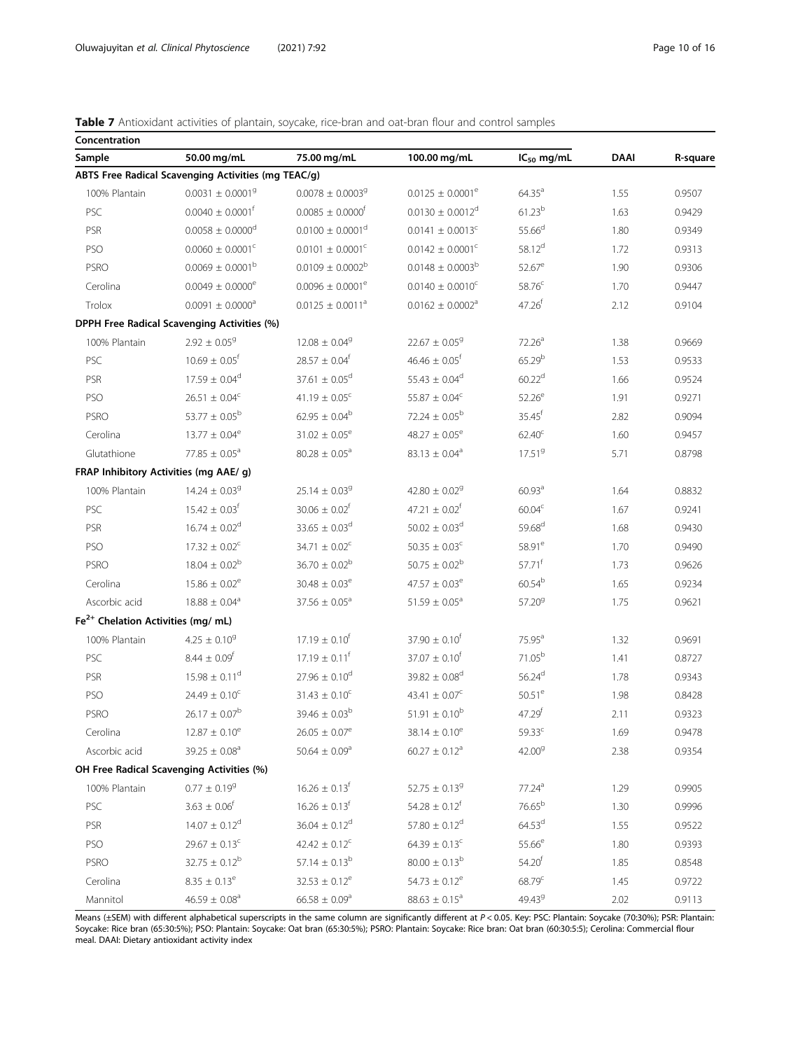**Table 7** Antioxidant activities of plantain, soycake, rice-bran and oat-bran flour and control samples

| Concentration | | | | | | |
|---|---|---|---|---|---|---|
| Sample | 50.00 mg/mL | 75.00 mg/mL | 100.00 mg/mL | $IC_{50}$ mg/mL | DAAI | R-square |
| **ABTS Free Radical Scavenging Activities (mg TEAC/g)** | | | | | | |
| 100% Plantain | $0.0031 \pm 0.0001^{g}$ | $0.0078 \pm 0.0003^{g}$ | $0.0125 \pm 0.0001^{e}$ | $64.35^{a}$ | 1.55 | 0.9507 |
| PSC | $0.0040 \pm 0.0001^{f}$ | $0.0085 \pm 0.0000^{f}$ | $0.0130 \pm 0.0012^{d}$ | $61.23^{b}$ | 1.63 | 0.9429 |
| PSR | $0.0058 \pm 0.0000^{d}$ | $0.0100 \pm 0.0001^{d}$ | $0.0141 \pm 0.0013^{c}$ | $55.66^{d}$ | 1.80 | 0.9349 |
| PSO | $0.0060 \pm 0.0001^{c}$ | $0.0101 \pm 0.0001^{c}$ | $0.0142 \pm 0.0001^{c}$ | $58.12^{d}$ | 1.72 | 0.9313 |
| PSRO | $0.0069 \pm 0.0001^{b}$ | $0.0109 \pm 0.0002^{b}$ | $0.0148 \pm 0.0003^{b}$ | $52.67^{e}$ | 1.90 | 0.9306 |
| Cerolina | $0.0049 \pm 0.0000^{e}$ | $0.0096 \pm 0.0001^{e}$ | $0.0140 \pm 0.0010^{c}$ | $58.76^{c}$ | 1.70 | 0.9447 |
| Trolox | $0.0091 \pm 0.0000^{a}$ | $0.0125 \pm 0.0011^{a}$ | $0.0162 \pm 0.0002^{a}$ | $47.26^{f}$ | 2.12 | 0.9104 |
| **DPPH Free Radical Scavenging Activities (%)** | | | | | | |
| 100% Plantain | $2.92 \pm 0.05^{g}$ | $12.08 \pm 0.04^{g}$ | $22.67 \pm 0.05^{g}$ | $72.26^{a}$ | 1.38 | 0.9669 |
| PSC | $10.69 \pm 0.05^{f}$ | $28.57 \pm 0.04^{f}$ | $46.46 \pm 0.05^{f}$ | $65.29^{b}$ | 1.53 | 0.9533 |
| PSR | $17.59 \pm 0.04^{d}$ | $37.61 \pm 0.05^{d}$ | $55.43 \pm 0.04^{d}$ | $60.22^{d}$ | 1.66 | 0.9524 |
| PSO | $26.51 \pm 0.04^{c}$ | $41.19 \pm 0.05^{c}$ | $55.87 \pm 0.04^{c}$ | $52.26^{e}$ | 1.91 | 0.9271 |
| PSRO | $53.77 \pm 0.05^{b}$ | $62.95 \pm 0.04^{b}$ | $72.24 \pm 0.05^{b}$ | $35.45^{f}$ | 2.82 | 0.9094 |
| Cerolina | $13.77 \pm 0.04^{e}$ | $31.02 \pm 0.05^{e}$ | $48.27 \pm 0.05^{e}$ | $62.40^{c}$ | 1.60 | 0.9457 |
| Glutathione | $77.85 \pm 0.05^{a}$ | $80.28 \pm 0.05^{a}$ | $83.13 \pm 0.04^{a}$ | $17.51^{g}$ | 5.71 | 0.8798 |
| **FRAP Inhibitory Activities (mg AAE/ g)** | | | | | | |
| 100% Plantain | $14.24 \pm 0.03^{g}$ | $25.14 \pm 0.03^{g}$ | $42.80 \pm 0.02^{g}$ | $60.93^{a}$ | 1.64 | 0.8832 |
| PSC | $15.42 \pm 0.03^{f}$ | $30.06 \pm 0.02^{f}$ | $47.21 \pm 0.02^{f}$ | $60.04^{c}$ | 1.67 | 0.9241 |
| PSR | $16.74 \pm 0.02^{d}$ | $33.65 \pm 0.03^{d}$ | $50.02 \pm 0.03^{d}$ | $59.68^{d}$ | 1.68 | 0.9430 |
| PSO | $17.32 \pm 0.02^{c}$ | $34.71 \pm 0.02^{c}$ | $50.35 \pm 0.03^{c}$ | $58.91^{e}$ | 1.70 | 0.9490 |
| PSRO | $18.04 \pm 0.02^{b}$ | $36.70 \pm 0.02^{b}$ | $50.75 \pm 0.02^{b}$ | $57.71^{f}$ | 1.73 | 0.9626 |
| Cerolina | $15.86 \pm 0.02^{e}$ | $30.48 \pm 0.03^{e}$ | $47.57 \pm 0.03^{e}$ | $60.54^{b}$ | 1.65 | 0.9234 |
| Ascorbic acid | $18.88 \pm 0.04^{a}$ | $37.56 \pm 0.05^{a}$ | $51.59 \pm 0.05^{a}$ | $57.20^{g}$ | 1.75 | 0.9621 |
| **$Fe^{2+}$ Chelation Activities (mg/ mL)** | | | | | | |
| 100% Plantain | $4.25 \pm 0.10^{g}$ | $17.19 \pm 0.10^{f}$ | $37.90 \pm 0.10^{f}$ | $75.95^{a}$ | 1.32 | 0.9691 |
| PSC | $8.44 \pm 0.09^{f}$ | $17.19 \pm 0.11^{f}$ | $37.07 \pm 0.10^{f}$ | $71.05^{b}$ | 1.41 | 0.8727 |
| PSR | $15.98 \pm 0.11^{d}$ | $27.96 \pm 0.10^{d}$ | $39.82 \pm 0.08^{d}$ | $56.24^{d}$ | 1.78 | 0.9343 |
| PSO | $24.49 \pm 0.10^{c}$ | $31.43 \pm 0.10^{c}$ | $43.41 \pm 0.07^{c}$ | $50.51^{e}$ | 1.98 | 0.8428 |
| PSRO | $26.17 \pm 0.07^{b}$ | $39.46 \pm 0.03^{b}$ | $51.91 \pm 0.10^{b}$ | $47.29^{f}$ | 2.11 | 0.9323 |
| Cerolina | $12.87 \pm 0.10^{e}$ | $26.05 \pm 0.07^{e}$ | $38.14 \pm 0.10^{e}$ | $59.33^{c}$ | 1.69 | 0.9478 |
| Ascorbic acid | $39.25 \pm 0.08^{a}$ | $50.64 \pm 0.09^{a}$ | $60.27 \pm 0.12^{a}$ | $42.00^{g}$ | 2.38 | 0.9354 |
| **OH Free Radical Scavenging Activities (%)** | | | | | | |
| 100% Plantain | $0.77 \pm 0.19^{g}$ | $16.26 \pm 0.13^{f}$ | $52.75 \pm 0.13^{g}$ | $77.24^{a}$ | 1.29 | 0.9905 |
| PSC | $3.63 \pm 0.06^{f}$ | $16.26 \pm 0.13^{f}$ | $54.28 \pm 0.12^{f}$ | $76.65^{b}$ | 1.30 | 0.9996 |
| PSR | $14.07 \pm 0.12^{d}$ | $36.04 \pm 0.12^{d}$ | $57.80 \pm 0.12^{d}$ | $64.53^{d}$ | 1.55 | 0.9522 |
| PSO | $29.67 \pm 0.13^{c}$ | $42.42 \pm 0.12^{c}$ | $64.39 \pm 0.13^{c}$ | $55.66^{e}$ | 1.80 | 0.9393 |
| PSRO | $32.75 \pm 0.12^{b}$ | $57.14 \pm 0.13^{b}$ | $80.00 \pm 0.13^{b}$ | $54.20^{f}$ | 1.85 | 0.8548 |
| Cerolina | $8.35 \pm 0.13^{e}$ | $32.53 \pm 0.12^{e}$ | $54.73 \pm 0.12^{e}$ | $68.79^{c}$ | 1.45 | 0.9722 |
| Mannitol | $46.59 \pm 0.08^{a}$ | $66.58 \pm 0.09^{a}$ | $88.63 \pm 0.15^{a}$ | $49.43^{g}$ | 2.02 | 0.9113 |

Means (±SEM) with different alphabetical superscripts in the same column are significantly different at $P < 0.05$. Key: PSC: Plantain: Soycake (70:30%); PSR: Plantain: Soycake: Rice bran (65:30:5%); PSO: Plantain: Soycake: Oat bran (65:30:5%); PSRO: Plantain: Soycake: Rice bran: Oat bran (60:30:5:5); Cerolina: Commercial flour meal. DAAI: Dietary antioxidant activity index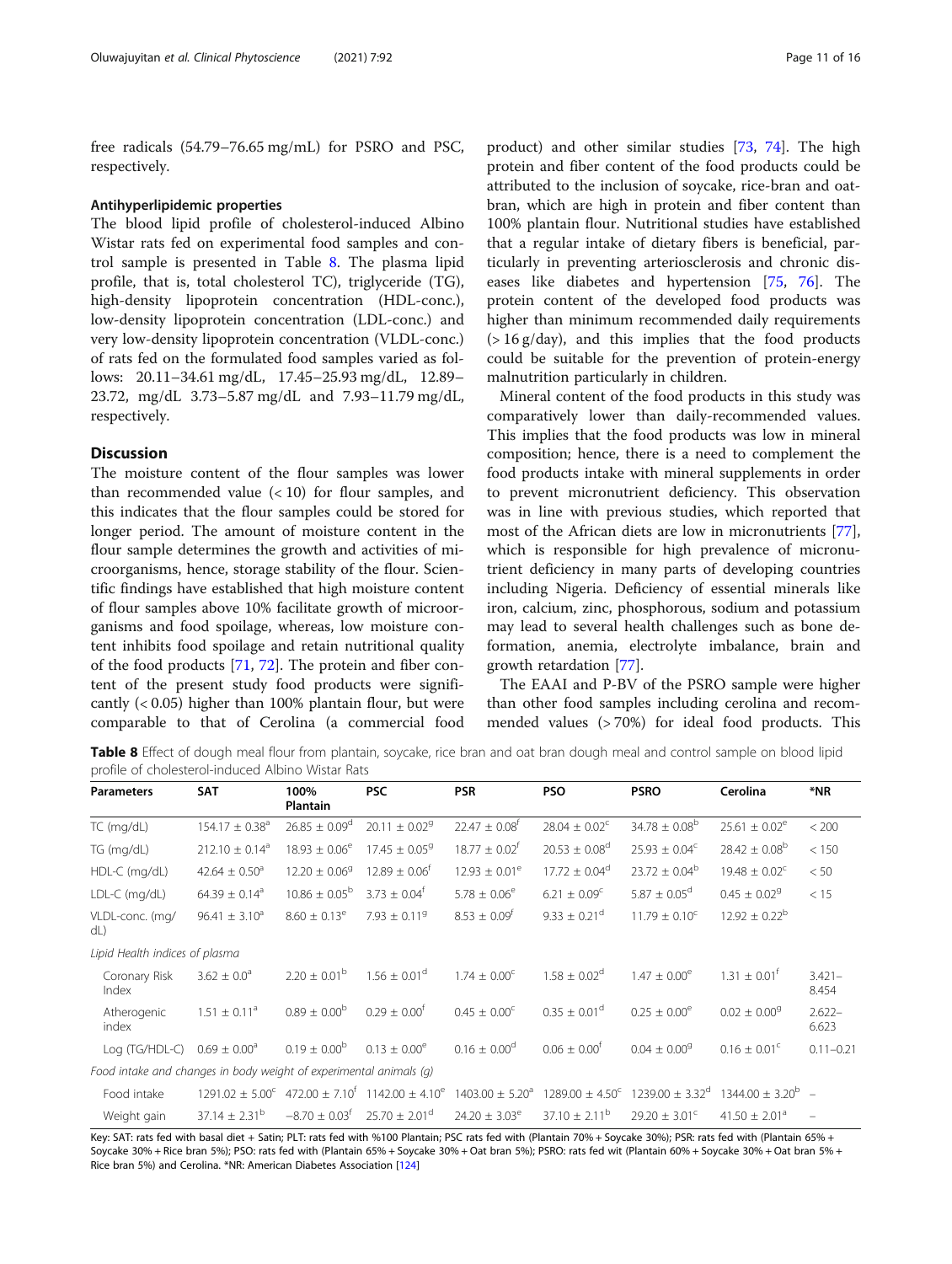free radicals (54.79–76.65 mg/mL) for PSRO and PSC, respectively.

### Antihyperlipidemic properties

The blood lipid profile of cholesterol-induced Albino Wistar rats fed on experimental food samples and control sample is presented in Table 8. The plasma lipid profile, that is, total cholesterol TC), triglyceride (TG), high-density lipoprotein concentration (HDL-conc.), low-density lipoprotein concentration (LDL-conc.) and very low-density lipoprotein concentration (VLDL-conc.) of rats fed on the formulated food samples varied as follows: 20.11–34.61 mg/dL, 17.45–25.93 mg/dL, 12.89–23.72, mg/dL 3.73–5.87 mg/dL and 7.93–11.79 mg/dL, respectively.

## Discussion

The moisture content of the flour samples was lower than recommended value (< 10) for flour samples, and this indicates that the flour samples could be stored for longer period. The amount of moisture content in the flour sample determines the growth and activities of microorganisms, hence, storage stability of the flour. Scientific findings have established that high moisture content of flour samples above 10% facilitate growth of microorganisms and food spoilage, whereas, low moisture content inhibits food spoilage and retain nutritional quality of the food products [71, 72]. The protein and fiber content of the present study food products were significantly (< 0.05) higher than 100% plantain flour, but were comparable to that of Cerolina (a commercial food product) and other similar studies [73, 74]. The high protein and fiber content of the food products could be attributed to the inclusion of soycake, rice-bran and oat-bran, which are high in protein and fiber content than 100% plantain flour. Nutritional studies have established that a regular intake of dietary fibers is beneficial, particularly in preventing arteriosclerosis and chronic diseases like diabetes and hypertension [75, 76]. The protein content of the developed food products was higher than minimum recommended daily requirements (> 16 g/day), and this implies that the food products could be suitable for the prevention of protein-energy malnutrition particularly in children.

Mineral content of the food products in this study was comparatively lower than daily-recommended values. This implies that the food products was low in mineral composition; hence, there is a need to complement the food products intake with mineral supplements in order to prevent micronutrient deficiency. This observation was in line with previous studies, which reported that most of the African diets are low in micronutrients [77], which is responsible for high prevalence of micronutrient deficiency in many parts of developing countries including Nigeria. Deficiency of essential minerals like iron, calcium, zinc, phosphorous, sodium and potassium may lead to several health challenges such as bone deformation, anemia, electrolyte imbalance, brain and growth retardation [77].

The EAAI and P-BV of the PSRO sample were higher than other food samples including cerolina and recommended values (> 70%) for ideal food products. This

**Table 8** Effect of dough meal flour from plantain, soycake, rice bran and oat bran dough meal and control sample on blood lipid profile of cholesterol-induced Albino Wistar Rats

| Parameters | SAT | 100% Plantain | PSC | PSR | PSO | PSRO | Cerolina | *NR |
|---|---|---|---|---|---|---|---|---|
| TC (mg/dL) | 154.17 ± 0.38[a] | 26.85 ± 0.09[d] | 20.11 ± 0.02[g] | 22.47 ± 0.08[f] | 28.04 ± 0.02[c] | 34.78 ± 0.08[b] | 25.61 ± 0.02[e] | < 200 |
| TG (mg/dL) | 212.10 ± 0.14[a] | 18.93 ± 0.06[e] | 17.45 ± 0.05[g] | 18.77 ± 0.02[f] | 20.53 ± 0.08[d] | 25.93 ± 0.04[c] | 28.42 ± 0.08[b] | < 150 |
| HDL-C (mg/dL) | 42.64 ± 0.50[a] | 12.20 ± 0.06[g] | 12.89 ± 0.06[f] | 12.93 ± 0.01[e] | 17.72 ± 0.04[d] | 23.72 ± 0.04[b] | 19.48 ± 0.02[c] | < 50 |
| LDL-C (mg/dL) | 64.39 ± 0.14[a] | 10.86 ± 0.05[b] | 3.73 ± 0.04[f] | 5.78 ± 0.06[e] | 6.21 ± 0.09[c] | 5.87 ± 0.05[d] | 0.45 ± 0.02[g] | < 15 |
| VLDL-conc. (mg/dL) | 96.41 ± 3.10[a] | 8.60 ± 0.13[e] | 7.93 ± 0.11[g] | 8.53 ± 0.09[f] | 9.33 ± 0.21[d] | 11.79 ± 0.10[c] | 12.92 ± 0.22[b] | |
| *Lipid Health indices of plasma* | | | | | | | | |
| Coronary Risk Index | 3.62 ± 0.0[a] | 2.20 ± 0.01[b] | 1.56 ± 0.01[d] | 1.74 ± 0.00[c] | 1.58 ± 0.02[d] | 1.47 ± 0.00[e] | 1.31 ± 0.01[f] | 3.421–8.454 |
| Atherogenic index | 1.51 ± 0.11[a] | 0.89 ± 0.00[b] | 0.29 ± 0.00[f] | 0.45 ± 0.00[c] | 0.35 ± 0.01[d] | 0.25 ± 0.00[e] | 0.02 ± 0.00[g] | 2.622–6.623 |
| Log (TG/HDL-C) | 0.69 ± 0.00[a] | 0.19 ± 0.00[b] | 0.13 ± 0.00[e] | 0.16 ± 0.00[d] | 0.06 ± 0.00[f] | 0.04 ± 0.00[g] | 0.16 ± 0.01[c] | 0.11–0.21 |
| *Food intake and changes in body weight of experimental animals (g)* | | | | | | | | |
| Food intake | 1291.02 ± 5.00[c] | 472.00 ± 7.10[f] | 1142.00 ± 4.10[e] | 1403.00 ± 5.20[a] | 1289.00 ± 4.50[c] | 1239.00 ± 3.32[d] | 1344.00 ± 3.20[b] | – |
| Weight gain | 37.14 ± 2.31[b] | −8.70 ± 0.03[f] | 25.70 ± 2.01[d] | 24.20 ± 3.03[e] | 37.10 ± 2.11[b] | 29.20 ± 3.01[c] | 41.50 ± 2.01[a] | – |

Key: SAT: rats fed with basal diet + Satin; PLT: rats fed with %100 Plantain; PSC rats fed with (Plantain 70% + Soycake 30%); PSR: rats fed with (Plantain 65% + Soycake 30% + Rice bran 5%); PSO: rats fed with (Plantain 65% + Soycake 30% + Oat bran 5%); PSRO: rats fed wit (Plantain 60% + Soycake 30% + Oat bran 5% + Rice bran 5%) and Cerolina. *NR: American Diabetes Association [124]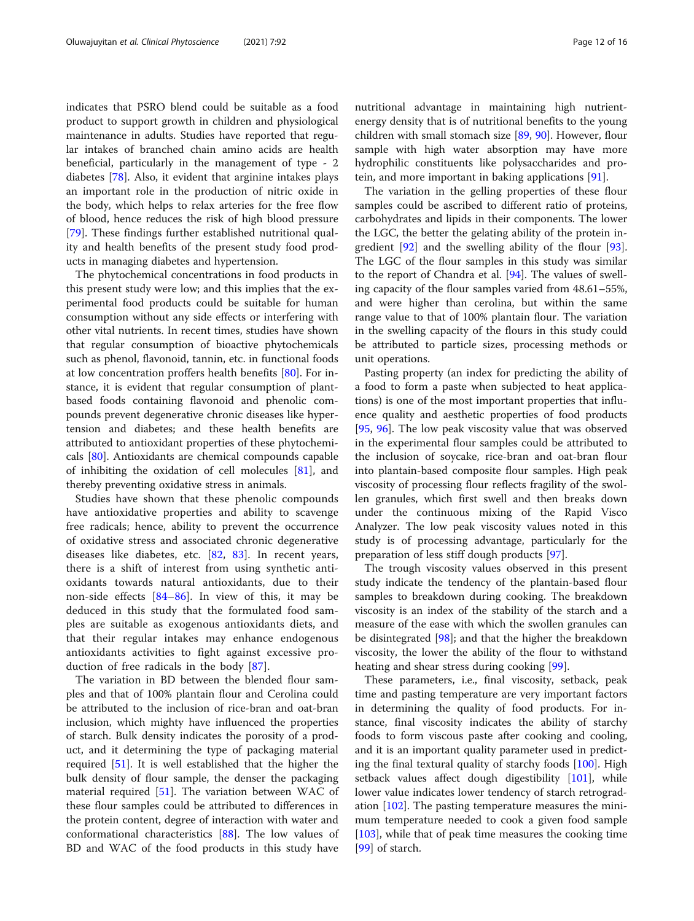indicates that PSRO blend could be suitable as a food product to support growth in children and physiological maintenance in adults. Studies have reported that regular intakes of branched chain amino acids are health beneficial, particularly in the management of type - 2 diabetes [78]. Also, it evident that arginine intakes plays an important role in the production of nitric oxide in the body, which helps to relax arteries for the free flow of blood, hence reduces the risk of high blood pressure [79]. These findings further established nutritional quality and health benefits of the present study food products in managing diabetes and hypertension.

The phytochemical concentrations in food products in this present study were low; and this implies that the experimental food products could be suitable for human consumption without any side effects or interfering with other vital nutrients. In recent times, studies have shown that regular consumption of bioactive phytochemicals such as phenol, flavonoid, tannin, etc. in functional foods at low concentration proffers health benefits [80]. For instance, it is evident that regular consumption of plant-based foods containing flavonoid and phenolic compounds prevent degenerative chronic diseases like hypertension and diabetes; and these health benefits are attributed to antioxidant properties of these phytochemicals [80]. Antioxidants are chemical compounds capable of inhibiting the oxidation of cell molecules [81], and thereby preventing oxidative stress in animals.

Studies have shown that these phenolic compounds have antioxidative properties and ability to scavenge free radicals; hence, ability to prevent the occurrence of oxidative stress and associated chronic degenerative diseases like diabetes, etc. [82, 83]. In recent years, there is a shift of interest from using synthetic antioxidants towards natural antioxidants, due to their non-side effects [84–86]. In view of this, it may be deduced in this study that the formulated food samples are suitable as exogenous antioxidants diets, and that their regular intakes may enhance endogenous antioxidants activities to fight against excessive production of free radicals in the body [87].

The variation in BD between the blended flour samples and that of 100% plantain flour and Cerolina could be attributed to the inclusion of rice-bran and oat-bran inclusion, which mighty have influenced the properties of starch. Bulk density indicates the porosity of a product, and it determining the type of packaging material required [51]. It is well established that the higher the bulk density of flour sample, the denser the packaging material required [51]. The variation between WAC of these flour samples could be attributed to differences in the protein content, degree of interaction with water and conformational characteristics [88]. The low values of BD and WAC of the food products in this study have nutritional advantage in maintaining high nutrient-energy density that is of nutritional benefits to the young children with small stomach size [89, 90]. However, flour sample with high water absorption may have more hydrophilic constituents like polysaccharides and protein, and more important in baking applications [91].

The variation in the gelling properties of these flour samples could be ascribed to different ratio of proteins, carbohydrates and lipids in their components. The lower the LGC, the better the gelating ability of the protein ingredient [92] and the swelling ability of the flour [93]. The LGC of the flour samples in this study was similar to the report of Chandra et al. [94]. The values of swelling capacity of the flour samples varied from 48.61–55%, and were higher than cerolina, but within the same range value to that of 100% plantain flour. The variation in the swelling capacity of the flours in this study could be attributed to particle sizes, processing methods or unit operations.

Pasting property (an index for predicting the ability of a food to form a paste when subjected to heat applications) is one of the most important properties that influence quality and aesthetic properties of food products [95, 96]. The low peak viscosity value that was observed in the experimental flour samples could be attributed to the inclusion of soycake, rice-bran and oat-bran flour into plantain-based composite flour samples. High peak viscosity of processing flour reflects fragility of the swollen granules, which first swell and then breaks down under the continuous mixing of the Rapid Visco Analyzer. The low peak viscosity values noted in this study is of processing advantage, particularly for the preparation of less stiff dough products [97].

The trough viscosity values observed in this present study indicate the tendency of the plantain-based flour samples to breakdown during cooking. The breakdown viscosity is an index of the stability of the starch and a measure of the ease with which the swollen granules can be disintegrated [98]; and that the higher the breakdown viscosity, the lower the ability of the flour to withstand heating and shear stress during cooking [99].

These parameters, i.e., final viscosity, setback, peak time and pasting temperature are very important factors in determining the quality of food products. For instance, final viscosity indicates the ability of starchy foods to form viscous paste after cooking and cooling, and it is an important quality parameter used in predicting the final textural quality of starchy foods [100]. High setback values affect dough digestibility [101], while lower value indicates lower tendency of starch retrogradation [102]. The pasting temperature measures the minimum temperature needed to cook a given food sample [103], while that of peak time measures the cooking time [99] of starch.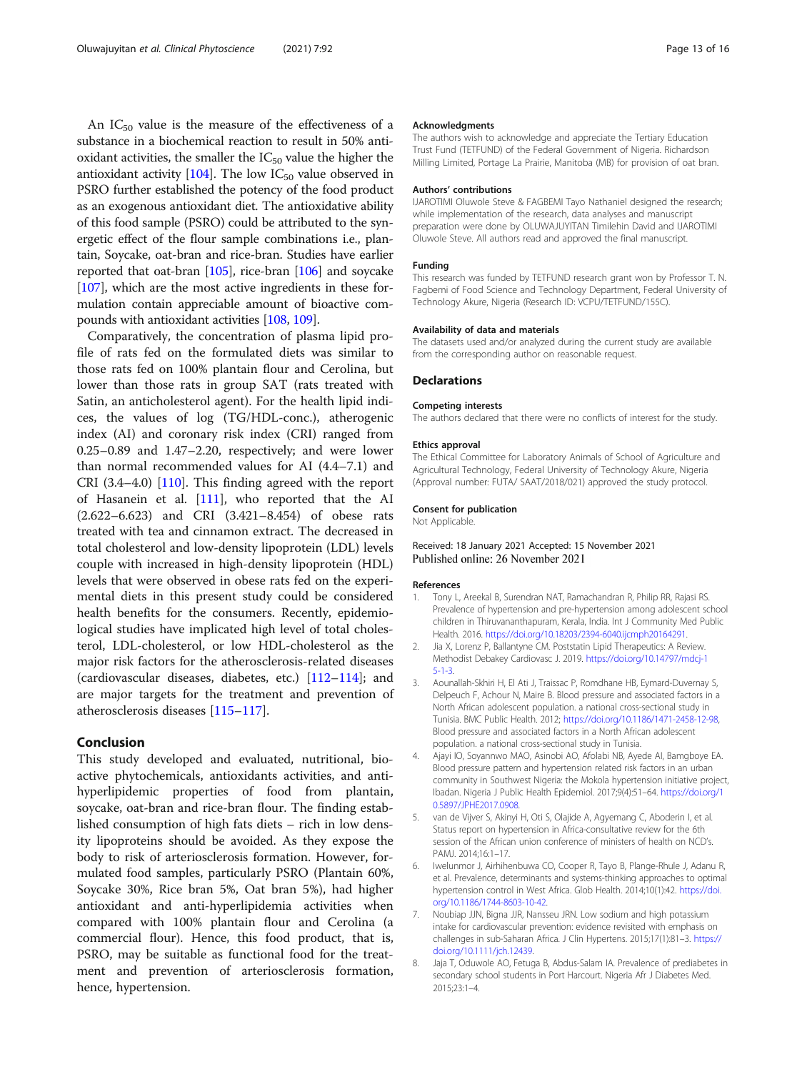An $IC_{50}$ value is the measure of the effectiveness of a substance in a biochemical reaction to result in 50% antioxidant activities, the smaller the $IC_{50}$ value the higher the antioxidant activity [104]. The low $IC_{50}$ value observed in PSRO further established the potency of the food product as an exogenous antioxidant diet. The antioxidative ability of this food sample (PSRO) could be attributed to the synergetic effect of the flour sample combinations i.e., plantain, Soycake, oat-bran and rice-bran. Studies have earlier reported that oat-bran [105], rice-bran [106] and soycake [107], which are the most active ingredients in these formulation contain appreciable amount of bioactive compounds with antioxidant activities [108, 109].

Comparatively, the concentration of plasma lipid profile of rats fed on the formulated diets was similar to those rats fed on 100% plantain flour and Cerolina, but lower than those rats in group SAT (rats treated with Satin, an anticholesterol agent). For the health lipid indices, the values of log (TG/HDL-conc.), atherogenic index (AI) and coronary risk index (CRI) ranged from 0.25–0.89 and 1.47–2.20, respectively; and were lower than normal recommended values for AI (4.4–7.1) and CRI (3.4–4.0) [110]. This finding agreed with the report of Hasanein et al. [111], who reported that the AI (2.622–6.623) and CRI (3.421–8.454) of obese rats treated with tea and cinnamon extract. The decreased in total cholesterol and low-density lipoprotein (LDL) levels couple with increased in high-density lipoprotein (HDL) levels that were observed in obese rats fed on the experimental diets in this present study could be considered health benefits for the consumers. Recently, epidemiological studies have implicated high level of total cholesterol, LDL-cholesterol, or low HDL-cholesterol as the major risk factors for the atherosclerosis-related diseases (cardiovascular diseases, diabetes, etc.) [112–114]; and are major targets for the treatment and prevention of atherosclerosis diseases [115–117].

## Conclusion

This study developed and evaluated, nutritional, bioactive phytochemicals, antioxidants activities, and anti-hyperlipidemic properties of food from plantain, soycake, oat-bran and rice-bran flour. The finding established consumption of high fats diets – rich in low density lipoproteins should be avoided. As they expose the body to risk of arteriosclerosis formation. However, formulated food samples, particularly PSRO (Plantain 60%, Soycake 30%, Rice bran 5%, Oat bran 5%), had higher antioxidant and anti-hyperlipidemia activities when compared with 100% plantain flour and Cerolina (a commercial flour). Hence, this food product, that is, PSRO, may be suitable as functional food for the treatment and prevention of arteriosclerosis formation, hence, hypertension.

#### Acknowledgments

The authors wish to acknowledge and appreciate the Tertiary Education Trust Fund (TETFUND) of the Federal Government of Nigeria. Richardson Milling Limited, Portage La Prairie, Manitoba (MB) for provision of oat bran.

#### Authors' contributions

IJAROTIMI Oluwole Steve & FAGBEMI Tayo Nathaniel designed the research; while implementation of the research, data analyses and manuscript preparation were done by OLUWAJUYITAN Timilehin David and IJAROTIMI Oluwole Steve. All authors read and approved the final manuscript.

#### Funding

This research was funded by TETFUND research grant won by Professor T. N. Fagbemi of Food Science and Technology Department, Federal University of Technology Akure, Nigeria (Research ID: VCPU/TETFUND/155C).

#### Availability of data and materials

The datasets used and/or analyzed during the current study are available from the corresponding author on reasonable request.

## Declarations

#### Competing interests

The authors declared that there were no conflicts of interest for the study.

#### Ethics approval

The Ethical Committee for Laboratory Animals of School of Agriculture and Agricultural Technology, Federal University of Technology Akure, Nigeria (Approval number: FUTA/ SAAT/2018/021) approved the study protocol.

#### Consent for publication

Not Applicable.

Received: 18 January 2021 Accepted: 15 November 2021
Published online: 26 November 2021

#### References

1. Tony L, Areekal B, Surendran NAT, Ramachandran R, Philip RR, Rajasi RS. Prevalence of hypertension and pre-hypertension among adolescent school children in Thiruvananthapuram, Kerala, India. Int J Community Med Public Health. 2016. https://doi.org/10.18203/2394-6040.ijcmph20164291.
2. Jia X, Lorenz P, Ballantyne CM. Poststatin Lipid Therapeutics: A Review. Methodist Debakey Cardiovasc J. 2019. https://doi.org/10.14797/mdcj-15-1-3.
3. Aounallah-Skhiri H, El Ati J, Traissac P, Romdhane HB, Eymard-Duvernay S, Delpeuch F, Achour N, Maire B. Blood pressure and associated factors in a North African adolescent population. a national cross-sectional study in Tunisia. BMC Public Health. 2012; https://doi.org/10.1186/1471-2458-12-98, Blood pressure and associated factors in a North African adolescent population. a national cross-sectional study in Tunisia.
4. Ajayi IO, Soyannwo MAO, Asinobi AO, Afolabi NB, Ayede AI, Bamgboye EA. Blood pressure pattern and hypertension related risk factors in an urban community in Southwest Nigeria: the Mokola hypertension initiative project, Ibadan. Nigeria J Public Health Epidemiol. 2017;9(4):51–64. https://doi.org/10.5897/JPHE2017.0908.
5. van de Vijver S, Akinyi H, Oti S, Olajide A, Agyemang C, Aboderin I, et al. Status report on hypertension in Africa-consultative review for the 6th session of the African union conference of ministers of health on NCD's. PAMJ. 2014;16:1–17.
6. Iwelunmor J, Airhihenbuwa CO, Cooper R, Tayo B, Plange-Rhule J, Adanu R, et al. Prevalence, determinants and systems-thinking approaches to optimal hypertension control in West Africa. Glob Health. 2014;10(1):42. https://doi.org/10.1186/1744-8603-10-42.
7. Noubiap JJN, Bigna JJR, Nansseu JRN. Low sodium and high potassium intake for cardiovascular prevention: evidence revisited with emphasis on challenges in sub-Saharan Africa. J Clin Hypertens. 2015;17(1):81–3. https://doi.org/10.1111/jch.12439.
8. Jaja T, Oduwole AO, Fetuga B, Abdus-Salam IA. Prevalence of prediabetes in secondary school students in Port Harcourt. Nigeria Afr J Diabetes Med. 2015;23:1–4.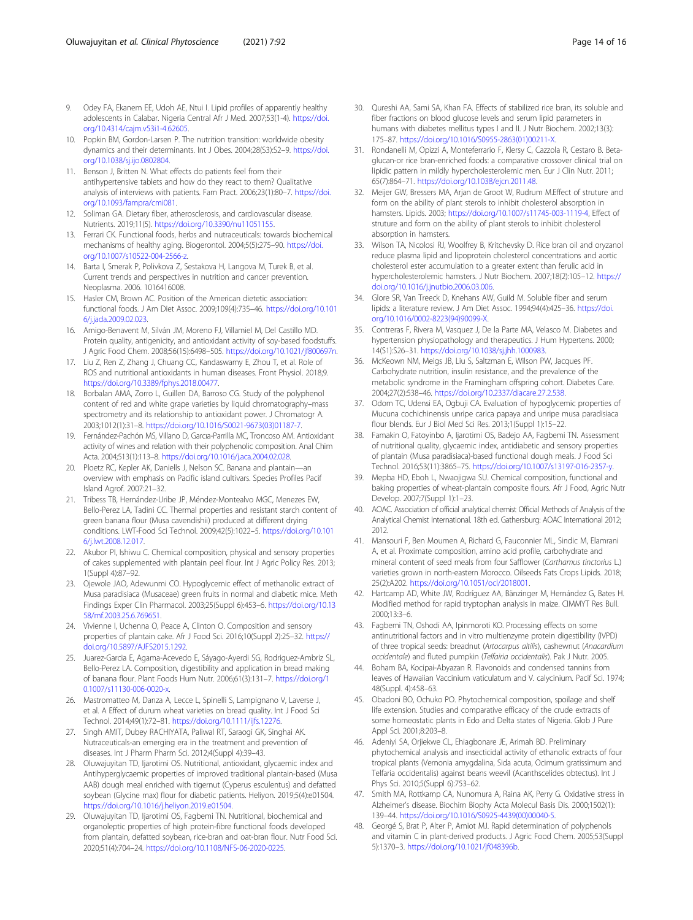9. Odey FA, Ekanem EE, Udoh AE, Ntui I. Lipid profiles of apparently healthy adolescents in Calabar. Nigeria Central Afr J Med. 2007;53(1-4). https://doi.org/10.4314/cajm.v53i1-4.62605.
10. Popkin BM, Gordon-Larsen P. The nutrition transition: worldwide obesity dynamics and their determinants. Int J Obes. 2004;28(S3):S2–9. https://doi.org/10.1038/sj.ijo.0802804.
11. Benson J, Britten N. What effects do patients feel from their antihypertensive tablets and how do they react to them? Qualitative analysis of interviews with patients. Fam Pract. 2006;23(1):80–7. https://doi.org/10.1093/fampra/cmi081.
12. Soliman GA. Dietary fiber, atherosclerosis, and cardiovascular disease. Nutrients. 2019;11(5). https://doi.org/10.3390/nu11051155.
13. Ferrari CK. Functional foods, herbs and nutraceuticals: towards biochemical mechanisms of healthy aging. Biogerontol. 2004;5(5):275–90. https://doi.org/10.1007/s10522-004-2566-z.
14. Barta I, Smerak P, Polivkova Z, Sestakova H, Langova M, Turek B, et al. Current trends and perspectives in nutrition and cancer prevention. Neoplasma. 2006. 1016416008.
15. Hasler CM, Brown AC. Position of the American dietetic association: functional foods. J Am Diet Assoc. 2009;109(4):735–46. https://doi.org/10.1016/j.jada.2009.02.023.
16. Amigo-Benavent M, Silván JM, Moreno FJ, Villamiel M, Del Castillo MD. Protein quality, antigenicity, and antioxidant activity of soy-based foodstuffs. J Agric Food Chem. 2008;56(15):6498–505. https://doi.org/10.1021/jf800697n.
17. Liu Z, Ren Z, Zhang J, Chuang CC, Kandaswamy E, Zhou T, et al. Role of ROS and nutritional antioxidants in human diseases. Front Physiol. 2018;9. https://doi.org/10.3389/fphys.2018.00477.
18. Borbalan AMA, Zorro L, Guillen DA, Barroso CG. Study of the polyphenol content of red and white grape varieties by liquid chromatography–mass spectrometry and its relationship to antioxidant power. J Chromatogr A. 2003;1012(1):31–8. https://doi.org/10.1016/S0021-9673(03)01187-7.
19. Fernández-Pachón MS, Villano D, Garcia-Parrilla MC, Troncoso AM. Antioxidant activity of wines and relation with their polyphenolic composition. Anal Chim Acta. 2004;513(1):113–8. https://doi.org/10.1016/j.aca.2004.02.028.
20. Ploetz RC, Kepler AK, Daniells J, Nelson SC. Banana and plantain—an overview with emphasis on Pacific island cultivars. Species Profiles Pacif Island Agrof. 2007:21–32.
21. Tribess TB, Hernández-Uribe JP, Méndez-Montealvo MGC, Menezes EW, Bello-Perez LA, Tadini CC. Thermal properties and resistant starch content of green banana flour (Musa cavendishii) produced at different drying conditions. LWT-Food Sci Technol. 2009;42(5):1022–5. https://doi.org/10.1016/j.lwt.2008.12.017.
22. Akubor PI, Ishiwu C. Chemical composition, physical and sensory properties of cakes supplemented with plantain peel flour. Int J Agric Policy Res. 2013;1(Suppl 4):87–92.
23. Ojewole JAO, Adewunmi CO. Hypoglycemic effect of methanolic extract of Musa paradisiaca (Musaceae) green fruits in normal and diabetic mice. Meth Findings Exper Clin Pharmacol. 2003;25(Suppl 6):453–6. https://doi.org/10.1358/mf.2003.25.6.769651.
24. Vivienne I, Uchenna O, Peace A, Clinton O. Composition and sensory properties of plantain cake. Afr J Food Sci. 2016;10(Suppl 2):25–32. https://doi.org/10.5897/AJFS2015.1292.
25. Juarez-Garcia E, Agama-Acevedo E, Sáyago-Ayerdi SG, Rodriguez-Ambriz SL, Bello-Perez LA. Composition, digestibility and application in bread making of banana flour. Plant Foods Hum Nutr. 2006;61(3):131–7. https://doi.org/10.1007/s11130-006-0020-x.
26. Mastromatteo M, Danza A, Lecce L, Spinelli S, Lampignano V, Laverse J, et al. A Effect of durum wheat varieties on bread quality. Int J Food Sci Technol. 2014;49(1):72–81. https://doi.org/10.1111/ijfs.12276.
27. Singh AMIT, Dubey RACHIYATA, Paliwal RT, Saraogi GK, Singhai AK. Nutraceuticals-an emerging era in the treatment and prevention of diseases. Int J Pharm Pharm Sci. 2012;4(Suppl 4):39–43.
28. Oluwajuyitan TD, Ijarotimi OS. Nutritional, antioxidant, glycaemic index and Antihyperglycaemic properties of improved traditional plantain-based (Musa AAB) dough meal enriched with tigernut (Cyperus esculentus) and defatted soybean (Glycine max) flour for diabetic patients. Heliyon. 2019;5(4):e01504. https://doi.org/10.1016/j.heliyon.2019.e01504.
29. Oluwajuyitan TD, Ijarotimi OS, Fagbemi TN. Nutritional, biochemical and organoleptic properties of high protein-fibre functional foods developed from plantain, defatted soybean, rice-bran and oat-bran flour. Nutr Food Sci. 2020;51(4):704–24. https://doi.org/10.1108/NFS-06-2020-0225.
30. Qureshi AA, Sami SA, Khan FA. Effects of stabilized rice bran, its soluble and fiber fractions on blood glucose levels and serum lipid parameters in humans with diabetes mellitus types I and II. J Nutr Biochem. 2002;13(3):175–87. https://doi.org/10.1016/S0955-2863(01)00211-X.
31. Rondanelli M, Opizzi A, Monteferrario F, Klersy C, Cazzola R, Cestaro B. Beta-glucan-or rice bran-enriched foods: a comparative crossover clinical trial on lipidic pattern in mildly hypercholesterolemic men. Eur J Clin Nutr. 2011;65(7):864–71. https://doi.org/10.1038/ejcn.2011.48.
32. Meijer GW, Bressers MA, Arjan de Groot W, Rudrum M.Effect of struture and form on the ability of plant sterols to inhibit cholesterol absorption in hamsters. Lipids. 2003; https://doi.org/10.1007/s11745-003-1119-4, Effect of struture and form on the ability of plant sterols to inhibit cholesterol absorption in hamsters.
33. Wilson TA, Nicolosi RJ, Woolfrey B, Kritchevsky D. Rice bran oil and oryzanol reduce plasma lipid and lipoprotein cholesterol concentrations and aortic cholesterol ester accumulation to a greater extent than ferulic acid in hypercholesterolemic hamsters. J Nutr Biochem. 2007;18(2):105–12. https://doi.org/10.1016/j.jnutbio.2006.03.006.
34. Glore SR, Van Treeck D, Knehans AW, Guild M. Soluble fiber and serum lipids: a literature review. J Am Diet Assoc. 1994;94(4):425–36. https://doi.org/10.1016/0002-8223(94)90099-X.
35. Contreras F, Rivera M, Vasquez J, De la Parte MA, Velasco M. Diabetes and hypertension physiopathology and therapeutics. J Hum Hypertens. 2000;14(S1):S26–31. https://doi.org/10.1038/sj.jhh.1000983.
36. McKeown NM, Meigs JB, Liu S, Saltzman E, Wilson PW, Jacques PF. Carbohydrate nutrition, insulin resistance, and the prevalence of the metabolic syndrome in the Framingham offspring cohort. Diabetes Care. 2004;27(2):538–46. https://doi.org/10.2337/diacare.27.2.538.
37. Odom TC, Udensi EA, Ogbuji CA. Evaluation of hypoglycemic properties of Mucuna cochichinensis unripe carica papaya and unripe musa paradisiaca flour blends. Eur J Biol Med Sci Res. 2013;1(Suppl 1):15–22.
38. Famakin O, Fatoyinbo A, Ijarotimi OS, Badejo AA, Fagbemi TN. Assessment of nutritional quality, glycaemic index, antidiabetic and sensory properties of plantain (Musa paradisiaca)-based functional dough meals. J Food Sci Technol. 2016;53(11):3865–75. https://doi.org/10.1007/s13197-016-2357-y.
39. Mepba HD, Eboh L, Nwaojigwa SU. Chemical composition, functional and baking properties of wheat-plantain composite flours. Afr J Food, Agric Nutr Develop. 2007;7(Suppl 1):1–23.
40. AOAC. Association of official analytical chemist Official Methods of Analysis of the Analytical Chemist International. 18th ed. Gathersburg: AOAC International 2012; 2012.
41. Mansouri F, Ben Moumen A, Richard G, Fauconnier ML, Sindic M, Elamrani A, et al. Proximate composition, amino acid profile, carbohydrate and mineral content of seed meals from four Safflower (*Carthamus tinctorius* L.) varieties grown in north-eastern Morocco. Oilseeds Fats Crops Lipids. 2018;25(2):A202. https://doi.org/10.1051/ocl/2018001.
42. Hartcamp AD, White JW, Rodríguez AA, Bänzinger M, Hernández G, Bates H. Modified method for rapid tryptophan analysis in maize. CIMMYT Res Bull. 2000;13:3–6.
43. Fagbemi TN, Oshodi AA, Ipinmoroti KO. Processing effects on some antinutritional factors and in vitro multienzyme protein digestibility (IVPD) of three tropical seeds: breadnut (*Artocarpus altilis*), cashewnut (*Anacardium occidentale*) and fluted pumpkin (*Telfairia occidentalis*). Pak J Nutr. 2005.
44. Boham BA, Kocipai-Abyazan R. Flavonoids and condensed tannins from leaves of Hawaiian Vaccinium vaticulatum and V. calycinium. Pacif Sci. 1974;48(Suppl. 4):458–63.
45. Obadoni BO, Ochuko PO. Phytochemical composition, spoilage and shelf life extension. Studies and comparative efficacy of the crude extracts of some homeostatic plants in Edo and Delta states of Nigeria. Glob J Pure Appl Sci. 2001;8:203–8.
46. Adeniyi SA, Orjiekwe CL, Ehiagbonare JE, Arimah BD. Preliminary phytochemical analysis and insecticidal activity of ethanolic extracts of four tropical plants (Vernonia amygdalina, Sida acuta, Ocimum gratissimum and Telfaria occidentalis) against beans weevil (Acanthscelides obtectus). Int J Phys Sci. 2010;5(Suppl 6):753–62.
47. Smith MA, Rottkamp CA, Nunomura A, Raina AK, Perry G. Oxidative stress in Alzheimer's disease. Biochim Biophy Acta Molecul Basis Dis. 2000;1502(1):139–44. https://doi.org/10.1016/S0925-4439(00)00040-5.
48. Georgé S, Brat P, Alter P, Amiot MJ. Rapid determination of polyphenols and vitamin C in plant-derived products. J Agric Food Chem. 2005;53(Suppl 5):1370–3. https://doi.org/10.1021/jf048396b.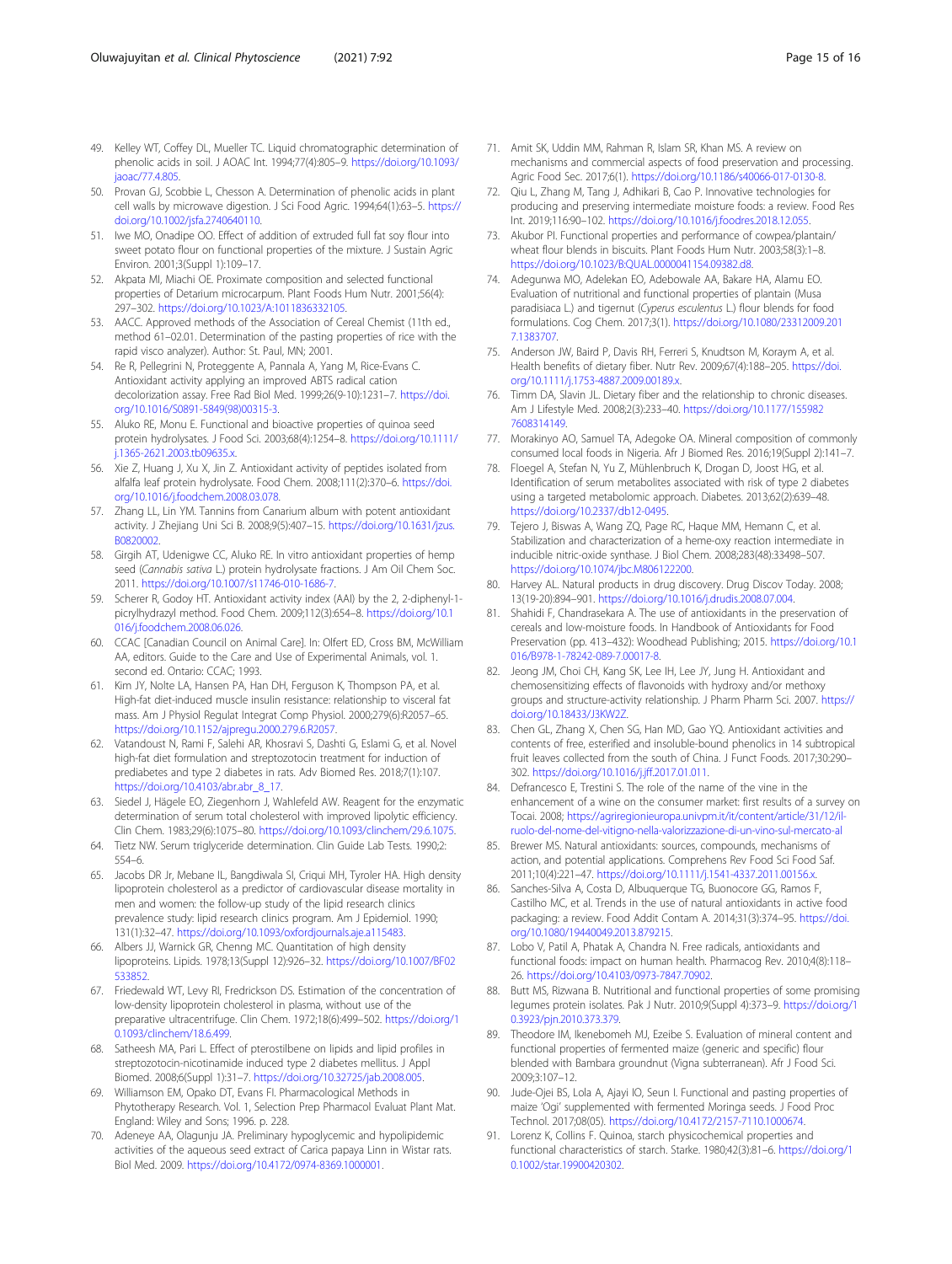49. Kelley WT, Coffey DL, Mueller TC. Liquid chromatographic determination of phenolic acids in soil. J AOAC Int. 1994;77(4):805–9. https://doi.org/10.1093/jaoac/77.4.805.
50. Provan GJ, Scobbie L, Chesson A. Determination of phenolic acids in plant cell walls by microwave digestion. J Sci Food Agric. 1994;64(1):63–5. https://doi.org/10.1002/jsfa.2740640110.
51. Iwe MO, Onadipe OO. Effect of addition of extruded full fat soy flour into sweet potato flour on functional properties of the mixture. J Sustain Agric Environ. 2001;3(Suppl 1):109–17.
52. Akpata MI, Miachi OE. Proximate composition and selected functional properties of Detarium microcarpum. Plant Foods Hum Nutr. 2001;56(4):297–302. https://doi.org/10.1023/A:1011836332105.
53. AACC. Approved methods of the Association of Cereal Chemist (11th ed., method 61–02.01. Determination of the pasting properties of rice with the rapid visco analyzer). Author: St. Paul, MN; 2001.
54. Re R, Pellegrini N, Proteggente A, Pannala A, Yang M, Rice-Evans C. Antioxidant activity applying an improved ABTS radical cation decolorization assay. Free Rad Biol Med. 1999;26(9-10):1231–7. https://doi.org/10.1016/S0891-5849(98)00315-3.
55. Aluko RE, Monu E. Functional and bioactive properties of quinoa seed protein hydrolysates. J Food Sci. 2003;68(4):1254–8. https://doi.org/10.1111/j.1365-2621.2003.tb09635.x.
56. Xie Z, Huang J, Xu X, Jin Z. Antioxidant activity of peptides isolated from alfalfa leaf protein hydrolysate. Food Chem. 2008;111(2):370–6. https://doi.org/10.1016/j.foodchem.2008.03.078.
57. Zhang LL, Lin YM. Tannins from Canarium album with potent antioxidant activity. J Zhejiang Uni Sci B. 2008;9(5):407–15. https://doi.org/10.1631/jzus.B0820002.
58. Girgih AT, Udenigwe CC, Aluko RE. In vitro antioxidant properties of hemp seed (*Cannabis sativa* L.) protein hydrolysate fractions. J Am Oil Chem Soc. 2011. https://doi.org/10.1007/s11746-010-1686-7.
59. Scherer R, Godoy HT. Antioxidant activity index (AAI) by the 2, 2-diphenyl-1-picrylhydrazyl method. Food Chem. 2009;112(3):654–8. https://doi.org/10.1016/j.foodchem.2008.06.026.
60. CCAC [Canadian Council on Animal Care]. In: Olfert ED, Cross BM, McWilliam AA, editors. Guide to the Care and Use of Experimental Animals, vol. 1. second ed. Ontario: CCAC; 1993.
61. Kim JY, Nolte LA, Hansen PA, Han DH, Ferguson K, Thompson PA, et al. High-fat diet-induced muscle insulin resistance: relationship to visceral fat mass. Am J Physiol Regulat Integrat Comp Physiol. 2000;279(6):R2057–65. https://doi.org/10.1152/ajpregu.2000.279.6.R2057.
62. Vatandoust N, Rami F, Salehi AR, Khosravi S, Dashti G, Eslami G, et al. Novel high-fat diet formulation and streptozotocin treatment for induction of prediabetes and type 2 diabetes in rats. Adv Biomed Res. 2018;7(1):107. https://doi.org/10.4103/abr.abr_8_17.
63. Siedel J, Hägele EO, Ziegenhorn J, Wahlefeld AW. Reagent for the enzymatic determination of serum total cholesterol with improved lipolytic efficiency. Clin Chem. 1983;29(6):1075–80. https://doi.org/10.1093/clinchem/29.6.1075.
64. Tietz NW. Serum triglyceride determination. Clin Guide Lab Tests. 1990;2:554–6.
65. Jacobs DR Jr, Mebane IL, Bangdiwala SI, Criqui MH, Tyroler HA. High density lipoprotein cholesterol as a predictor of cardiovascular disease mortality in men and women: the follow-up study of the lipid research clinics prevalence study: lipid research clinics program. Am J Epidemiol. 1990;131(1):32–47. https://doi.org/10.1093/oxfordjournals.aje.a115483.
66. Albers JJ, Warnick GR, Chenng MC. Quantitation of high density lipoproteins. Lipids. 1978;13(Suppl 12):926–32. https://doi.org/10.1007/BF02533852.
67. Friedewald WT, Levy RI, Fredrickson DS. Estimation of the concentration of low-density lipoprotein cholesterol in plasma, without use of the preparative ultracentrifuge. Clin Chem. 1972;18(6):499–502. https://doi.org/10.1093/clinchem/18.6.499.
68. Satheesh MA, Pari L. Effect of pterostilbene on lipids and lipid profiles in streptozotocin-nicotinamide induced type 2 diabetes mellitus. J Appl Biomed. 2008;6(Suppl 1):31–7. https://doi.org/10.32725/jab.2008.005.
69. Williamson EM, Opako DT, Evans FI. Pharmacological Methods in Phytotherapy Research. Vol. 1, Selection Prep Pharmacol Evaluat Plant Mat. England: Wiley and Sons; 1996. p. 228.
70. Adeneye AA, Olagunju JA. Preliminary hypoglycemic and hypolipidemic activities of the aqueous seed extract of Carica papaya Linn in Wistar rats. Biol Med. 2009. https://doi.org/10.4172/0974-8369.1000001.
71. Amit SK, Uddin MM, Rahman R, Islam SR, Khan MS. A review on mechanisms and commercial aspects of food preservation and processing. Agric Food Sec. 2017;6(1). https://doi.org/10.1186/s40066-017-0130-8.
72. Qiu L, Zhang M, Tang J, Adhikari B, Cao P. Innovative technologies for producing and preserving intermediate moisture foods: a review. Food Res Int. 2019;116:90–102. https://doi.org/10.1016/j.foodres.2018.12.055.
73. Akubor PI. Functional properties and performance of cowpea/plantain/wheat flour blends in biscuits. Plant Foods Hum Nutr. 2003;58(3):1–8. https://doi.org/10.1023/B:QUAL.0000041154.09382.d8.
74. Adegunwa MO, Adelekan EO, Adebowale AA, Bakare HA, Alamu EO. Evaluation of nutritional and functional properties of plantain (Musa paradisiaca L.) and tigernut (*Cyperus esculentus* L.) flour blends for food formulations. Cog Chem. 2017;3(1). https://doi.org/10.1080/23312009.2017.1383707.
75. Anderson JW, Baird P, Davis RH, Ferreri S, Knudtson M, Koraym A, et al. Health benefits of dietary fiber. Nutr Rev. 2009;67(4):188–205. https://doi.org/10.1111/j.1753-4887.2009.00189.x.
76. Timm DA, Slavin JL. Dietary fiber and the relationship to chronic diseases. Am J Lifestyle Med. 2008;2(3):233–40. https://doi.org/10.1177/1559827608314149.
77. Morakinyo AO, Samuel TA, Adegoke OA. Mineral composition of commonly consumed local foods in Nigeria. Afr J Biomed Res. 2016;19(Suppl 2):141–7.
78. Floegel A, Stefan N, Yu Z, Mühlenbruch K, Drogan D, Joost HG, et al. Identification of serum metabolites associated with risk of type 2 diabetes using a targeted metabolomic approach. Diabetes. 2013;62(2):639–48. https://doi.org/10.2337/db12-0495.
79. Tejero J, Biswas A, Wang ZQ, Page RC, Haque MM, Hemann C, et al. Stabilization and characterization of a heme-oxy reaction intermediate in inducible nitric-oxide synthase. J Biol Chem. 2008;283(48):33498–507. https://doi.org/10.1074/jbc.M806122200.
80. Harvey AL. Natural products in drug discovery. Drug Discov Today. 2008;13(19-20):894–901. https://doi.org/10.1016/j.drudis.2008.07.004.
81. Shahidi F, Chandrasekara A. The use of antioxidants in the preservation of cereals and low-moisture foods. In Handbook of Antioxidants for Food Preservation (pp. 413–432): Woodhead Publishing; 2015. https://doi.org/10.1016/B978-1-78242-089-7.00017-8.
82. Jeong JM, Choi CH, Kang SK, Lee IH, Lee JY, Jung H. Antioxidant and chemosensitizing effects of flavonoids with hydroxy and/or methoxy groups and structure-activity relationship. J Pharm Pharm Sci. 2007. https://doi.org/10.18433/J3KW2Z.
83. Chen GL, Zhang X, Chen SG, Han MD, Gao YQ. Antioxidant activities and contents of free, esterified and insoluble-bound phenolics in 14 subtropical fruit leaves collected from the south of China. J Funct Foods. 2017;30:290–302. https://doi.org/10.1016/j.jff.2017.01.011.
84. Defrancesco E, Trestini S. The role of the name of the vine in the enhancement of a wine on the consumer market: first results of a survey on Tocai. 2008; https://agriregionieuropa.univpm.it/it/content/article/31/12/il-ruolo-del-nome-del-vitigno-nella-valorizzazione-di-un-vino-sul-mercato-al
85. Brewer MS. Natural antioxidants: sources, compounds, mechanisms of action, and potential applications. Comprehens Rev Food Sci Food Saf. 2011;10(4):221–47. https://doi.org/10.1111/j.1541-4337.2011.00156.x.
86. Sanches-Silva A, Costa D, Albuquerque TG, Buonocore GG, Ramos F, Castilho MC, et al. Trends in the use of natural antioxidants in active food packaging: a review. Food Addit Contam A. 2014;31(3):374–95. https://doi.org/10.1080/19440049.2013.879215.
87. Lobo V, Patil A, Phatak A, Chandra N. Free radicals, antioxidants and functional foods: impact on human health. Pharmacog Rev. 2010;4(8):118–26. https://doi.org/10.4103/0973-7847.70902.
88. Butt MS, Rizwana B. Nutritional and functional properties of some promising legumes protein isolates. Pak J Nutr. 2010;9(Suppl 4):373–9. https://doi.org/10.3923/pjn.2010.373.379.
89. Theodore IM, Ikenebomeh MJ, Ezeibe S. Evaluation of mineral content and functional properties of fermented maize (generic and specific) flour blended with Bambara groundnut (Vigna subterranean). Afr J Food Sci. 2009;3:107–12.
90. Jude-Ojei BS, Lola A, Ajayi IO, Seun I. Functional and pasting properties of maize 'Ogi' supplemented with fermented Moringa seeds. J Food Proc Technol. 2017;08(05). https://doi.org/10.4172/2157-7110.1000674.
91. Lorenz K, Collins F. Quinoa, starch physicochemical properties and functional characteristics of starch. Starke. 1980;42(3):81–6. https://doi.org/10.1002/star.19900420302.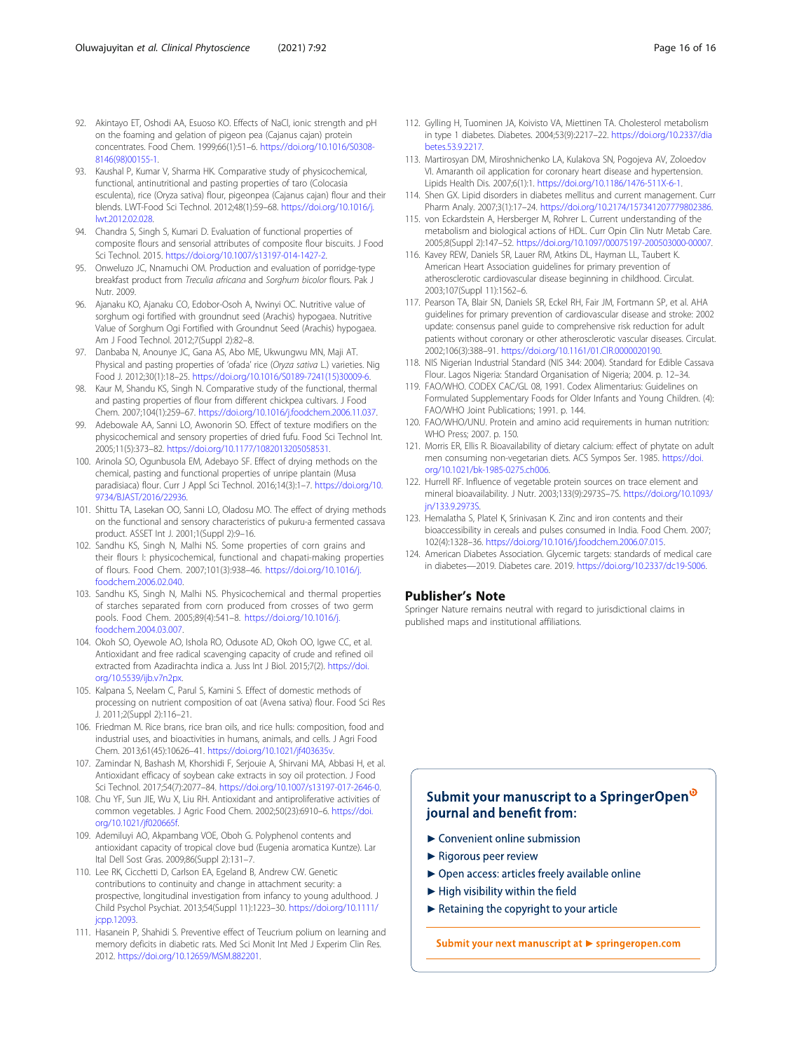92. Akintayo ET, Oshodi AA, Esuoso KO. Effects of NaCl, ionic strength and pH on the foaming and gelation of pigeon pea (Cajanus cajan) protein concentrates. Food Chem. 1999;66(1):51–6. https://doi.org/10.1016/S0308-8146(98)00155-1.
93. Kaushal P, Kumar V, Sharma HK. Comparative study of physicochemical, functional, antinutritional and pasting properties of taro (Colocasia esculenta), rice (Oryza sativa) flour, pigeonpea (Cajanus cajan) flour and their blends. LWT-Food Sci Technol. 2012;48(1):59–68. https://doi.org/10.1016/j.lwt.2012.02.028.
94. Chandra S, Singh S, Kumari D. Evaluation of functional properties of composite flours and sensorial attributes of composite flour biscuits. J Food Sci Technol. 2015. https://doi.org/10.1007/s13197-014-1427-2.
95. Onweluzo JC, Nnamuchi OM. Production and evaluation of porridge-type breakfast product from *Treculia africana* and *Sorghum bicolor* flours. Pak J Nutr. 2009.
96. Ajanaku KO, Ajanaku CO, Edobor-Osoh A, Nwinyi OC. Nutritive value of sorghum ogi fortified with groundnut seed (Arachis) hypogaea. Nutritive Value of Sorghum Ogi Fortified with Groundnut Seed (Arachis) hypogaea. Am J Food Technol. 2012;7(Suppl 2):82–8.
97. Danbaba N, Anounye JC, Gana AS, Abo ME, Ukwungwu MN, Maji AT. Physical and pasting properties of 'ofada' rice (*Oryza sativa* L.) varieties. Nig Food J. 2012;30(1):18–25. https://doi.org/10.1016/S0189-7241(15)30009-6.
98. Kaur M, Shandu KS, Singh N. Comparative study of the functional, thermal and pasting properties of flour from different chickpea cultivars. J Food Chem. 2007;104(1):259–67. https://doi.org/10.1016/j.foodchem.2006.11.037.
99. Adebowale AA, Sanni LO, Awonorin SO. Effect of texture modifiers on the physicochemical and sensory properties of dried fufu. Food Sci Technol Int. 2005;11(5):373–82. https://doi.org/10.1177/1082013205058531.
100. Arinola SO, Ogunbusola EM, Adebayo SF. Effect of drying methods on the chemical, pasting and functional properties of unripe plantain (Musa paradisiaca) flour. Curr J Appl Sci Technol. 2016;14(3):1–7. https://doi.org/10.9734/BJAST/2016/22936.
101. Shittu TA, Lasekan OO, Sanni LO, Oladosu MO. The effect of drying methods on the functional and sensory characteristics of pukuru-a fermented cassava product. ASSET Int J. 2001;1(Suppl 2):9–16.
102. Sandhu KS, Singh N, Malhi NS. Some properties of corn grains and their flours I: physicochemical, functional and chapati-making properties of flours. Food Chem. 2007;101(3):938–46. https://doi.org/10.1016/j.foodchem.2006.02.040.
103. Sandhu KS, Singh N, Malhi NS. Physicochemical and thermal properties of starches separated from corn produced from crosses of two germ pools. Food Chem. 2005;89(4):541–8. https://doi.org/10.1016/j.foodchem.2004.03.007.
104. Okoh SO, Oyewole AO, Ishola RO, Odusote AD, Okoh OO, Igwe CC, et al. Antioxidant and free radical scavenging capacity of crude and refined oil extracted from Azadirachta indica a. Juss Int J Biol. 2015;7(2). https://doi.org/10.5539/ijb.v7n2px.
105. Kalpana S, Neelam C, Parul S, Kamini S. Effect of domestic methods of processing on nutrient composition of oat (Avena sativa) flour. Food Sci Res J. 2011;2(Suppl 2):116–21.
106. Friedman M. Rice brans, rice bran oils, and rice hulls: composition, food and industrial uses, and bioactivities in humans, animals, and cells. J Agri Food Chem. 2013;61(45):10626–41. https://doi.org/10.1021/jf403635v.
107. Zamindar N, Bashash M, Khorshidi F, Serjouie A, Shirvani MA, Abbasi H, et al. Antioxidant efficacy of soybean cake extracts in soy oil protection. J Food Sci Technol. 2017;54(7):2077–84. https://doi.org/10.1007/s13197-017-2646-0.
108. Chu YF, Sun JIE, Wu X, Liu RH. Antioxidant and antiproliferative activities of common vegetables. J Agric Food Chem. 2002;50(23):6910–6. https://doi.org/10.1021/jf020665f.
109. Ademiluyi AO, Akpambang VOE, Oboh G. Polyphenol contents and antioxidant capacity of tropical clove bud (Eugenia aromatica Kuntze). Lar Ital Dell Sost Gras. 2009;86(Suppl 2):131–7.
110. Lee RK, Cicchetti D, Carlson EA, Egeland B, Andrew CW. Genetic contributions to continuity and change in attachment security: a prospective, longitudinal investigation from infancy to young adulthood. J Child Psychol Psychiat. 2013;54(Suppl 11):1223–30. https://doi.org/10.1111/jcpp.12093.
111. Hasanein P, Shahidi S. Preventive effect of Teucrium polium on learning and memory deficits in diabetic rats. Med Sci Monit Int Med J Experim Clin Res. 2012. https://doi.org/10.12659/MSM.882201.
112. Gylling H, Tuominen JA, Koivisto VA, Miettinen TA. Cholesterol metabolism in type 1 diabetes. Diabetes. 2004;53(9):2217–22. https://doi.org/10.2337/diabetes.53.9.2217.
113. Martirosyan DM, Miroshnichenko LA, Kulakova SN, Pogojeva AV, Zoloedov VI. Amaranth oil application for coronary heart disease and hypertension. Lipids Health Dis. 2007;6(1):1. https://doi.org/10.1186/1476-511X-6-1.
114. Shen GX. Lipid disorders in diabetes mellitus and current management. Curr Pharm Analy. 2007;3(1):17–24. https://doi.org/10.2174/157341207779802386.
115. von Eckardstein A, Hersberger M, Rohrer L. Current understanding of the metabolism and biological actions of HDL. Curr Opin Clin Nutr Metab Care. 2005;8(Suppl 2):147–52. https://doi.org/10.1097/00075197-200503000-00007.
116. Kavey REW, Daniels SR, Lauer RM, Atkins DL, Hayman LL, Taubert K. American Heart Association guidelines for primary prevention of atherosclerotic cardiovascular disease beginning in childhood. Circulat. 2003;107(Suppl 11):1562–6.
117. Pearson TA, Blair SN, Daniels SR, Eckel RH, Fair JM, Fortmann SP, et al. AHA guidelines for primary prevention of cardiovascular disease and stroke: 2002 update: consensus panel guide to comprehensive risk reduction for adult patients without coronary or other atherosclerotic vascular diseases. Circulat. 2002;106(3):388–91. https://doi.org/10.1161/01.CIR.0000020190.
118. NIS Nigerian Industrial Standard (NIS 344: 2004). Standard for Edible Cassava Flour. Lagos Nigeria: Standard Organisation of Nigeria; 2004. p. 12–34.
119. FAO/WHO. CODEX CAC/GL 08, 1991. Codex Alimentarius: Guidelines on Formulated Supplementary Foods for Older Infants and Young Children. (4): FAO/WHO Joint Publications; 1991. p. 144.
120. FAO/WHO/UNU. Protein and amino acid requirements in human nutrition: WHO Press; 2007. p. 150.
121. Morris ER, Ellis R. Bioavailability of dietary calcium: effect of phytate on adult men consuming non-vegetarian diets. ACS Sympos Ser. 1985. https://doi.org/10.1021/bk-1985-0275.ch006.
122. Hurrell RF. Influence of vegetable protein sources on trace element and mineral bioavailability. J Nutr. 2003;133(9):2973S–7S. https://doi.org/10.1093/jn/133.9.2973S.
123. Hemalatha S, Platel K, Srinivasan K. Zinc and iron contents and their bioaccessibility in cereals and pulses consumed in India. Food Chem. 2007;102(4):1328–36. https://doi.org/10.1016/j.foodchem.2006.07.015.
124. American Diabetes Association. Glycemic targets: standards of medical care in diabetes—2019. Diabetes care. 2019. https://doi.org/10.2337/dc19-S006.

## Publisher's Note

Springer Nature remains neutral with regard to jurisdictional claims in published maps and institutional affiliations.

**Submit your manuscript to a SpringerOpen journal and benefit from:**

- ► Convenient online submission
- ► Rigorous peer review
- ► Open access: articles freely available online
- ► High visibility within the field
- ► Retaining the copyright to your article

**Submit your next manuscript at ► springeropen.com**